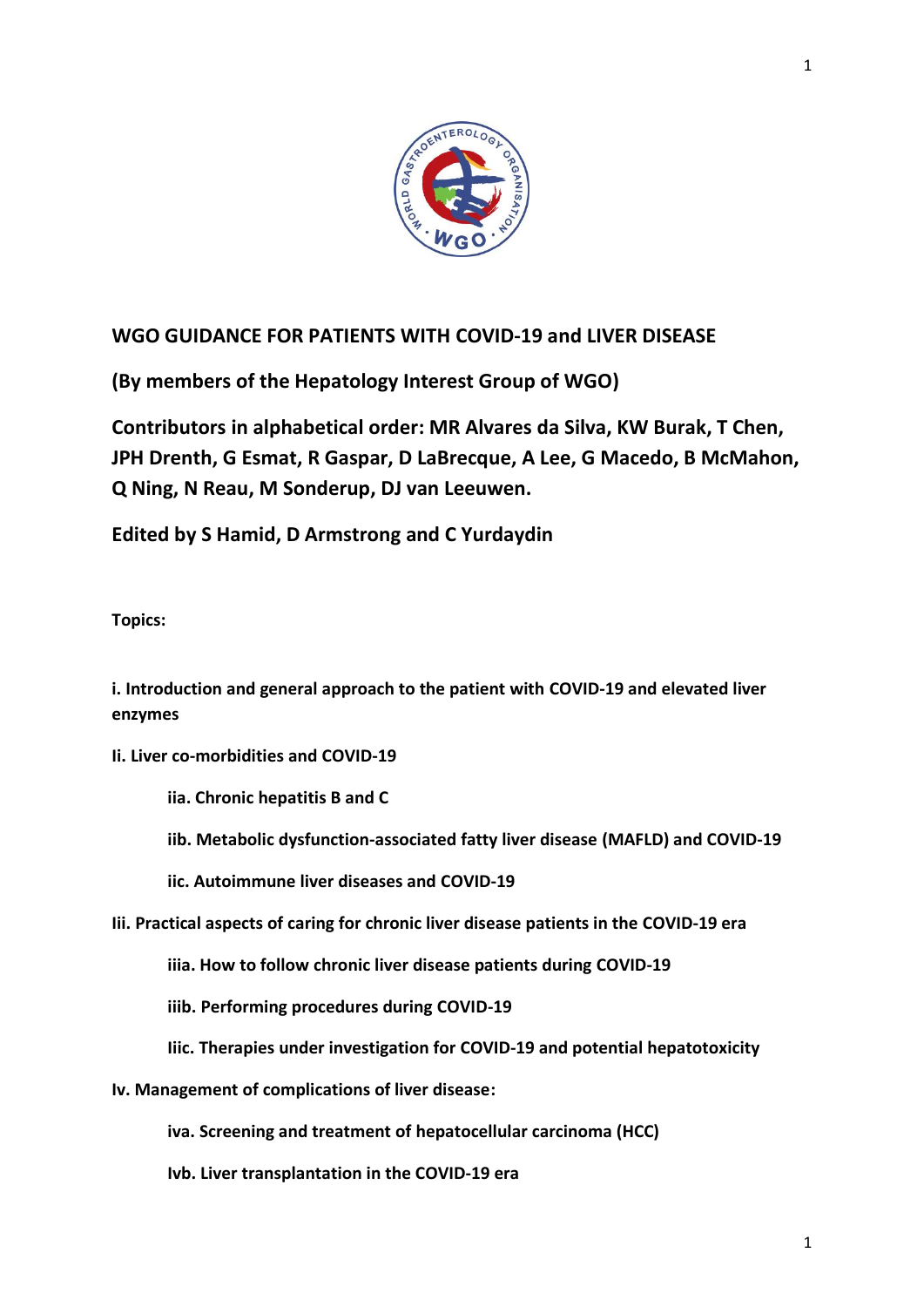# WGO GUIDANCE FOR PATIENTS WITH COVID-19 and LIVER DISEASE

**(By members of the Hepatology Interest Group of WGO)**

**Contributors in alphabetical order: MR Alvares da Silva, KW Burak, T Chen, JPH Drenth, G Esmat, R Gaspar, D LaBrecque, A Lee, G Macedo, B McMahon, Q Ning, N Reau, M Sonderup, DJ van Leeuwen.**

**Edited by S Hamid, D Armstrong and C Yurdaydin**

**Topics:**

**i. Introduction and general approach to the patient with COVID-19 and elevated liver enzymes**

**Ii. Liver co-morbidities and COVID-19**

- **iia. Chronic hepatitis B and C**
- **iib. Metabolic dysfunction-associated fatty liver disease (MAFLD) and COVID-19**
- **iic. Autoimmune liver diseases and COVID-19**

**Iii. Practical aspects of caring for chronic liver disease patients in the COVID-19 era**

- **iiia. How to follow chronic liver disease patients during COVID-19**
- **iiib. Performing procedures during COVID-19**
- **Iiic. Therapies under investigation for COVID-19 and potential hepatotoxicity**

**Iv. Management of complications of liver disease:**

- **iva. Screening and treatment of hepatocellular carcinoma (HCC)**
- **Ivb. Liver transplantation in the COVID-19 era**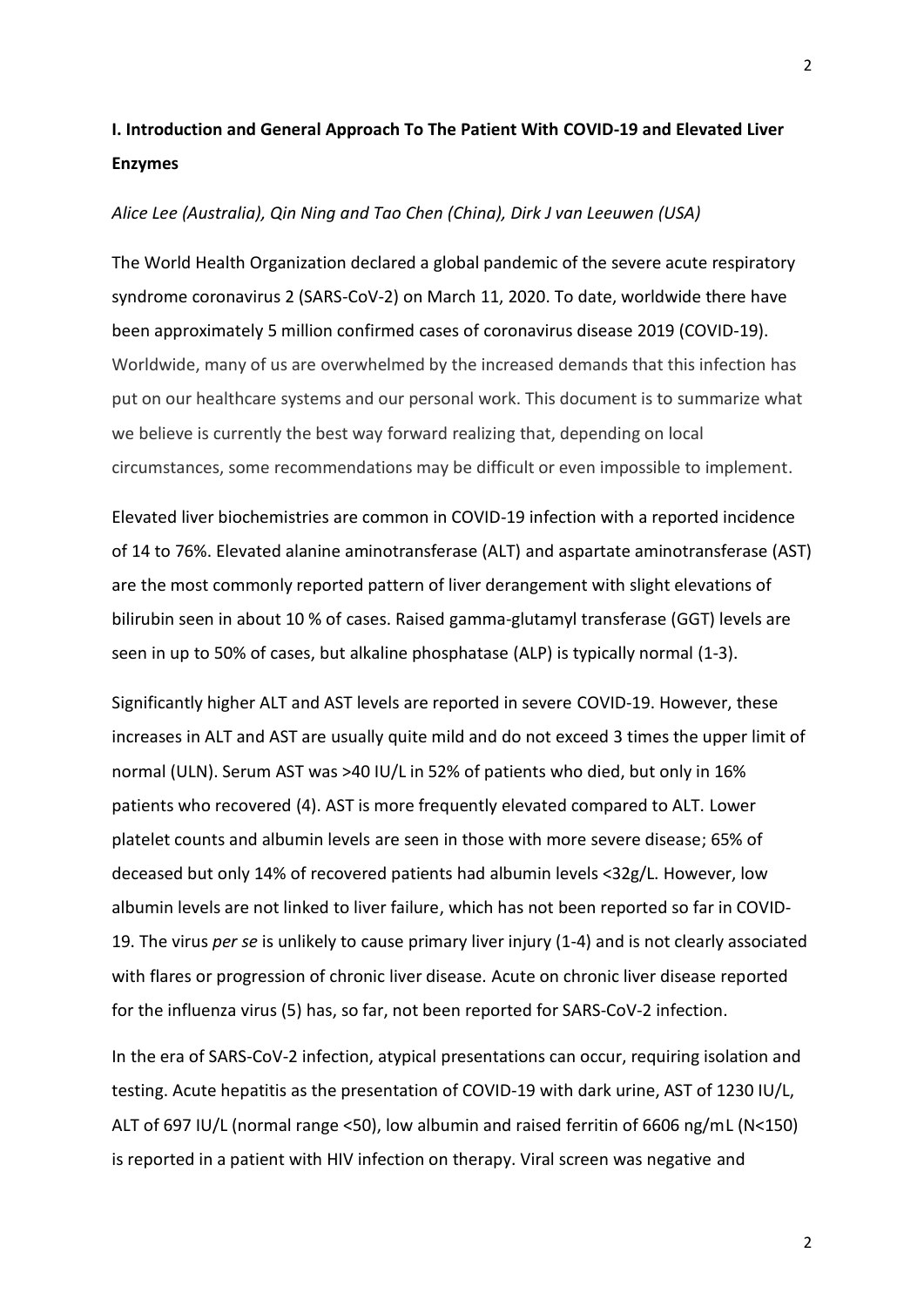## I. Introduction and General Approach To The Patient With COVID-19 and Elevated Liver Enzymes

*Alice Lee (Australia), Qin Ning and Tao Chen (China), Dirk J van Leeuwen (USA)*

The World Health Organization declared a global pandemic of the severe acute respiratory syndrome coronavirus 2 (SARS-CoV-2) on March 11, 2020. To date, worldwide there have been approximately 5 million confirmed cases of coronavirus disease 2019 (COVID-19). Worldwide, many of us are overwhelmed by the increased demands that this infection has put on our healthcare systems and our personal work. This document is to summarize what we believe is currently the best way forward realizing that, depending on local circumstances, some recommendations may be difficult or even impossible to implement.

Elevated liver biochemistries are common in COVID-19 infection with a reported incidence of 14 to 76%. Elevated alanine aminotransferase (ALT) and aspartate aminotransferase (AST) are the most commonly reported pattern of liver derangement with slight elevations of bilirubin seen in about 10 % of cases. Raised gamma-glutamyl transferase (GGT) levels are seen in up to 50% of cases, but alkaline phosphatase (ALP) is typically normal (1-3).

Significantly higher ALT and AST levels are reported in severe COVID-19. However, these increases in ALT and AST are usually quite mild and do not exceed 3 times the upper limit of normal (ULN). Serum AST was >40 IU/L in 52% of patients who died, but only in 16% patients who recovered (4). AST is more frequently elevated compared to ALT. Lower platelet counts and albumin levels are seen in those with more severe disease; 65% of deceased but only 14% of recovered patients had albumin levels <32g/L. However, low albumin levels are not linked to liver failure, which has not been reported so far in COVID-19. The virus *per se* is unlikely to cause primary liver injury (1-4) and is not clearly associated with flares or progression of chronic liver disease. Acute on chronic liver disease reported for the influenza virus (5) has, so far, not been reported for SARS-CoV-2 infection.

In the era of SARS-CoV-2 infection, atypical presentations can occur, requiring isolation and testing. Acute hepatitis as the presentation of COVID-19 with dark urine, AST of 1230 IU/L, ALT of 697 IU/L (normal range <50), low albumin and raised ferritin of 6606 ng/mL (N<150) is reported in a patient with HIV infection on therapy. Viral screen was negative and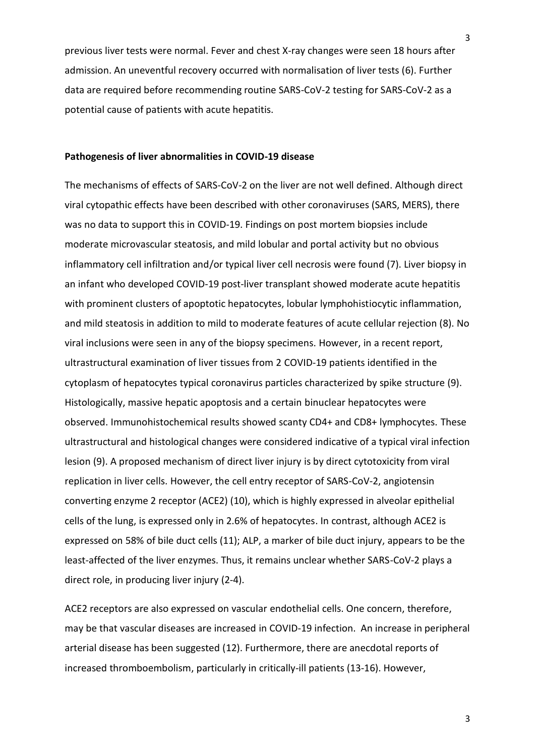previous liver tests were normal. Fever and chest X-ray changes were seen 18 hours after admission. An uneventful recovery occurred with normalisation of liver tests (6). Further data are required before recommending routine SARS-CoV-2 testing for SARS-CoV-2 as a potential cause of patients with acute hepatitis.

**Pathogenesis of liver abnormalities in COVID-19 disease**

The mechanisms of effects of SARS-CoV-2 on the liver are not well defined. Although direct viral cytopathic effects have been described with other coronaviruses (SARS, MERS), there was no data to support this in COVID-19. Findings on post mortem biopsies include moderate microvascular steatosis, and mild lobular and portal activity but no obvious inflammatory cell infiltration and/or typical liver cell necrosis were found (7). Liver biopsy in an infant who developed COVID-19 post-liver transplant showed moderate acute hepatitis with prominent clusters of apoptotic hepatocytes, lobular lymphohistiocytic inflammation, and mild steatosis in addition to mild to moderate features of acute cellular rejection (8). No viral inclusions were seen in any of the biopsy specimens. However, in a recent report, ultrastructural examination of liver tissues from 2 COVID-19 patients identified in the cytoplasm of hepatocytes typical coronavirus particles characterized by spike structure (9). Histologically, massive hepatic apoptosis and a certain binuclear hepatocytes were observed. Immunohistochemical results showed scanty CD4+ and CD8+ lymphocytes. These ultrastructural and histological changes were considered indicative of a typical viral infection lesion (9). A proposed mechanism of direct liver injury is by direct cytotoxicity from viral replication in liver cells. However, the cell entry receptor of SARS-CoV-2, angiotensin converting enzyme 2 receptor (ACE2) (10), which is highly expressed in alveolar epithelial cells of the lung, is expressed only in 2.6% of hepatocytes. In contrast, although ACE2 is expressed on 58% of bile duct cells (11); ALP, a marker of bile duct injury, appears to be the least-affected of the liver enzymes. Thus, it remains unclear whether SARS-CoV-2 plays a direct role, in producing liver injury (2-4).

ACE2 receptors are also expressed on vascular endothelial cells. One concern, therefore, may be that vascular diseases are increased in COVID-19 infection. An increase in peripheral arterial disease has been suggested (12). Furthermore, there are anecdotal reports of increased thromboembolism, particularly in critically-ill patients (13-16). However,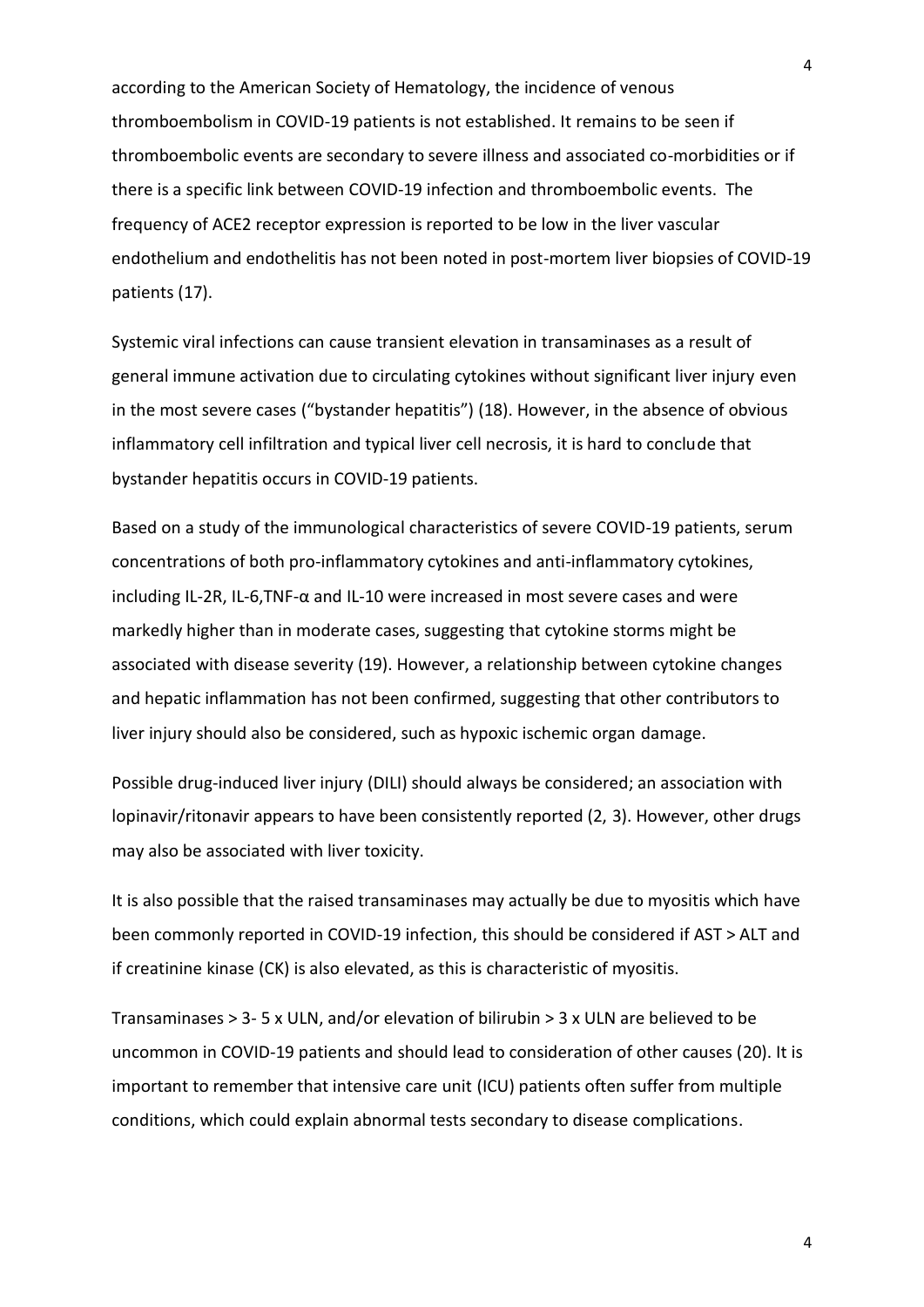according to the American Society of Hematology, the incidence of venous thromboembolism in COVID-19 patients is not established. It remains to be seen if thromboembolic events are secondary to severe illness and associated co-morbidities or if there is a specific link between COVID-19 infection and thromboembolic events. The frequency of ACE2 receptor expression is reported to be low in the liver vascular endothelium and endothelitis has not been noted in post-mortem liver biopsies of COVID-19 patients (17).

Systemic viral infections can cause transient elevation in transaminases as a result of general immune activation due to circulating cytokines without significant liver injury even in the most severe cases ("bystander hepatitis") (18). However, in the absence of obvious inflammatory cell infiltration and typical liver cell necrosis, it is hard to conclude that bystander hepatitis occurs in COVID-19 patients.

Based on a study of the immunological characteristics of severe COVID-19 patients, serum concentrations of both pro-inflammatory cytokines and anti-inflammatory cytokines, including IL-2R, IL-6,TNF-α and IL-10 were increased in most severe cases and were markedly higher than in moderate cases, suggesting that cytokine storms might be associated with disease severity (19). However, a relationship between cytokine changes and hepatic inflammation has not been confirmed, suggesting that other contributors to liver injury should also be considered, such as hypoxic ischemic organ damage.

Possible drug-induced liver injury (DILI) should always be considered; an association with lopinavir/ritonavir appears to have been consistently reported (2, 3). However, other drugs may also be associated with liver toxicity.

It is also possible that the raised transaminases may actually be due to myositis which have been commonly reported in COVID-19 infection, this should be considered if AST > ALT and if creatinine kinase (CK) is also elevated, as this is characteristic of myositis.

Transaminases > 3- 5 x ULN, and/or elevation of bilirubin > 3 x ULN are believed to be uncommon in COVID-19 patients and should lead to consideration of other causes (20). It is important to remember that intensive care unit (ICU) patients often suffer from multiple conditions, which could explain abnormal tests secondary to disease complications.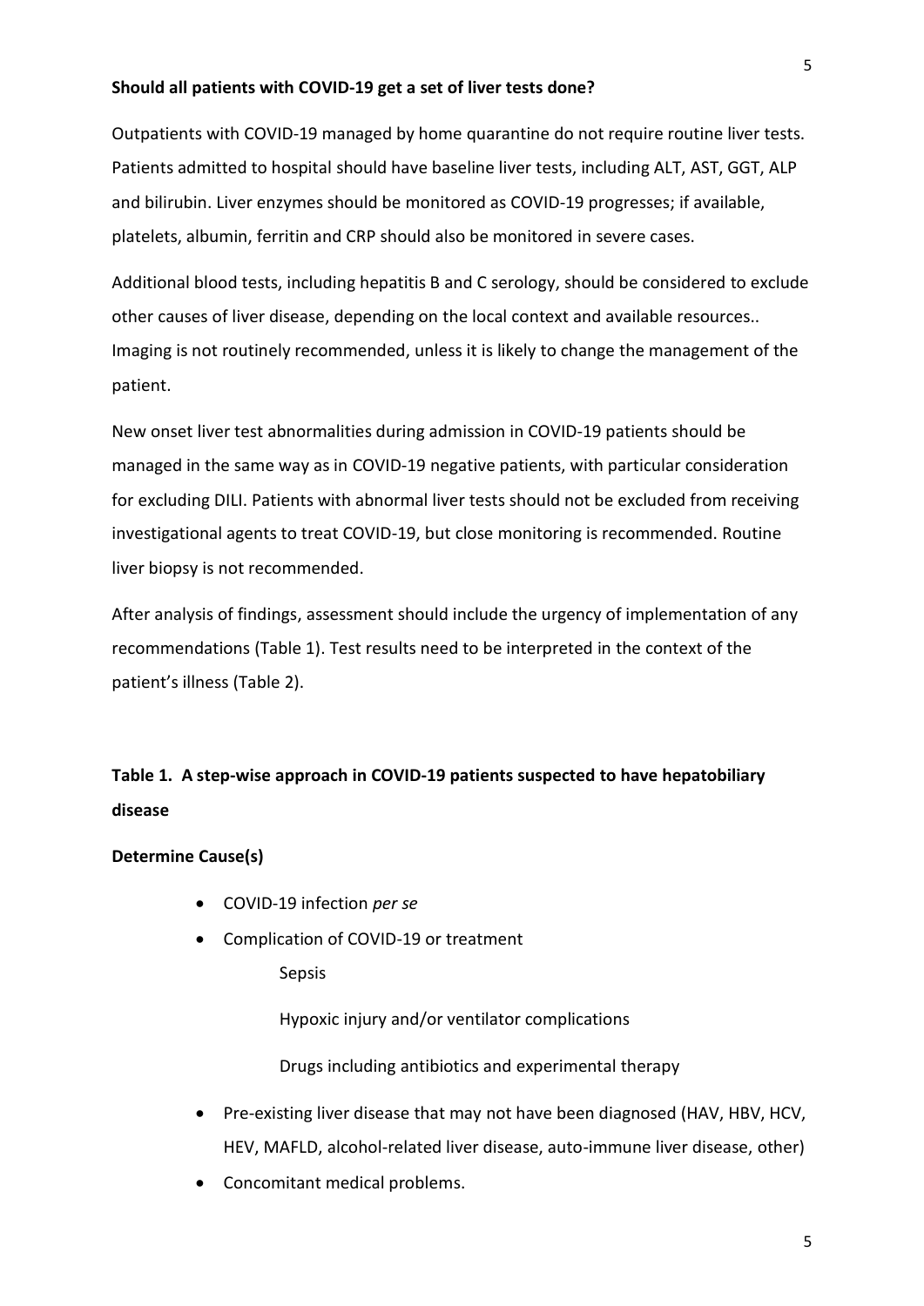**Should all patients with COVID-19 get a set of liver tests done?**

Outpatients with COVID-19 managed by home quarantine do not require routine liver tests. Patients admitted to hospital should have baseline liver tests, including ALT, AST, GGT, ALP and bilirubin. Liver enzymes should be monitored as COVID-19 progresses; if available, platelets, albumin, ferritin and CRP should also be monitored in severe cases.

Additional blood tests, including hepatitis B and C serology, should be considered to exclude other causes of liver disease, depending on the local context and available resources.. Imaging is not routinely recommended, unless it is likely to change the management of the patient.

New onset liver test abnormalities during admission in COVID-19 patients should be managed in the same way as in COVID-19 negative patients, with particular consideration for excluding DILI. Patients with abnormal liver tests should not be excluded from receiving investigational agents to treat COVID-19, but close monitoring is recommended. Routine liver biopsy is not recommended.

After analysis of findings, assessment should include the urgency of implementation of any recommendations (Table 1). Test results need to be interpreted in the context of the patient's illness (Table 2).

**Table 1. A step-wise approach in COVID-19 patients suspected to have hepatobiliary disease**

**Determine Cause(s)**

- COVID-19 infection *per se*
- Complication of COVID-19 or treatment
  - Sepsis
  - Hypoxic injury and/or ventilator complications
  - Drugs including antibiotics and experimental therapy
- Pre-existing liver disease that may not have been diagnosed (HAV, HBV, HCV, HEV, MAFLD, alcohol-related liver disease, auto-immune liver disease, other)
- Concomitant medical problems.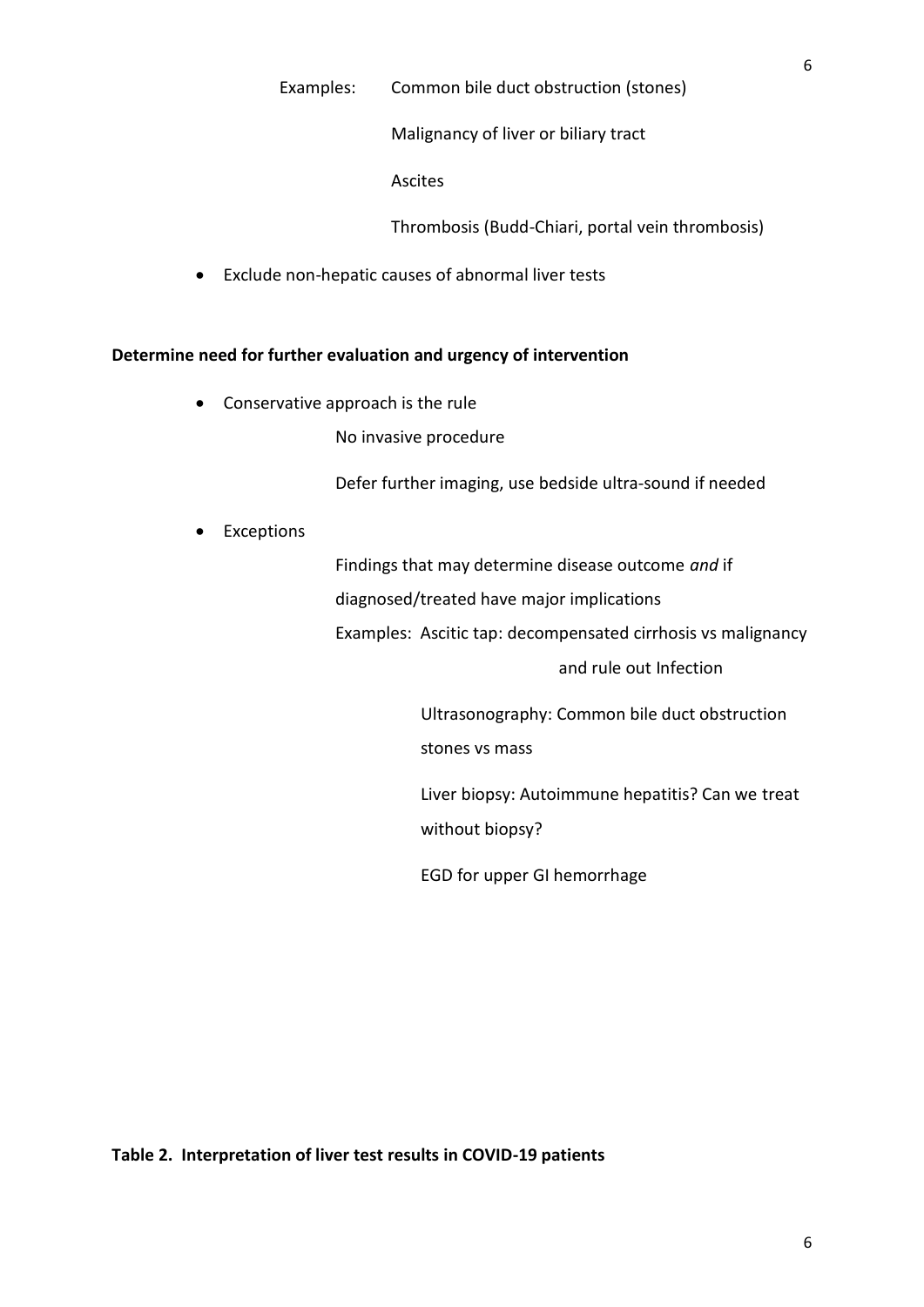Examples: Common bile duct obstruction (stones)

Malignancy of liver or biliary tract

Ascites

Thrombosis (Budd-Chiari, portal vein thrombosis)

- Exclude non-hepatic causes of abnormal liver tests

**Determine need for further evaluation and urgency of intervention**

- Conservative approach is the rule

  No invasive procedure

  Defer further imaging, use bedside ultra-sound if needed

- Exceptions

  Findings that may determine disease outcome *and* if diagnosed/treated have major implications

  Examples: Ascitic tap: decompensated cirrhosis vs malignancy and rule out Infection

  Ultrasonography: Common bile duct obstruction stones vs mass

  Liver biopsy: Autoimmune hepatitis? Can we treat without biopsy?

  EGD for upper GI hemorrhage

**Table 2. Interpretation of liver test results in COVID-19 patients**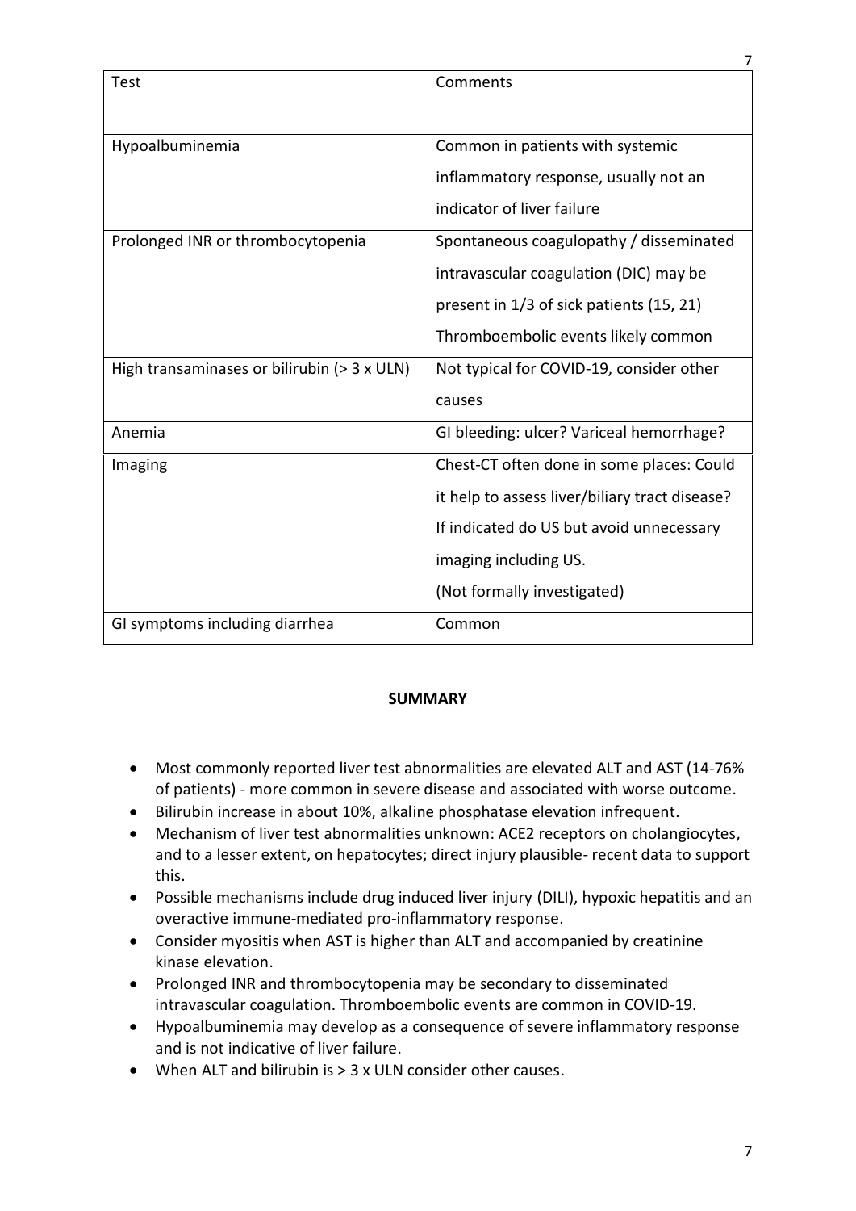| Test | Comments |
|---|---|
| Hypoalbuminemia | Common in patients with systemic inflammatory response, usually not an indicator of liver failure |
| Prolonged INR or thrombocytopenia | Spontaneous coagulopathy / disseminated intravascular coagulation (DIC) may be present in 1/3 of sick patients (15, 21) Thromboembolic events likely common |
| High transaminases or bilirubin (> 3 x ULN) | Not typical for COVID-19, consider other causes |
| Anemia | GI bleeding: ulcer? Variceal hemorrhage? |
| Imaging | Chest-CT often done in some places: Could it help to assess liver/biliary tract disease? If indicated do US but avoid unnecessary imaging including US. (Not formally investigated) |
| GI symptoms including diarrhea | Common |

**SUMMARY**

- Most commonly reported liver test abnormalities are elevated ALT and AST (14-76% of patients) - more common in severe disease and associated with worse outcome.
- Bilirubin increase in about 10%, alkaline phosphatase elevation infrequent.
- Mechanism of liver test abnormalities unknown: ACE2 receptors on cholangiocytes, and to a lesser extent, on hepatocytes; direct injury plausible- recent data to support this.
- Possible mechanisms include drug induced liver injury (DILI), hypoxic hepatitis and an overactive immune-mediated pro-inflammatory response.
- Consider myositis when AST is higher than ALT and accompanied by creatinine kinase elevation.
- Prolonged INR and thrombocytopenia may be secondary to disseminated intravascular coagulation. Thromboembolic events are common in COVID-19.
- Hypoalbuminemia may develop as a consequence of severe inflammatory response and is not indicative of liver failure.
- When ALT and bilirubin is > 3 x ULN consider other causes.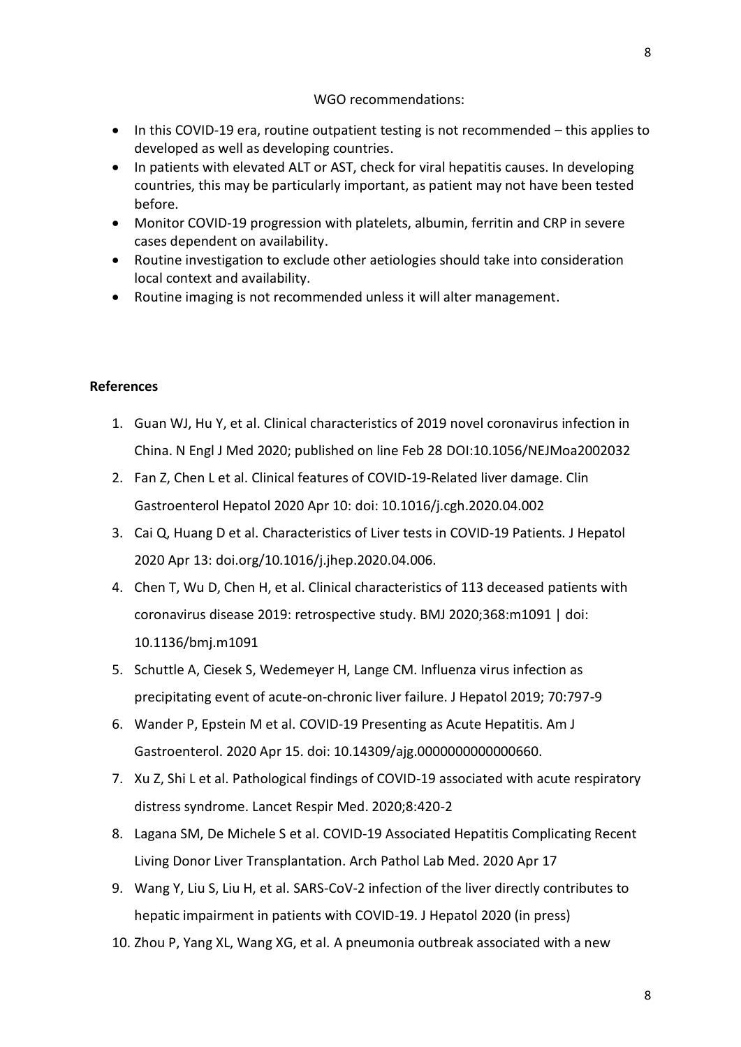WGO recommendations:

- In this COVID-19 era, routine outpatient testing is not recommended – this applies to developed as well as developing countries.
- In patients with elevated ALT or AST, check for viral hepatitis causes. In developing countries, this may be particularly important, as patient may not have been tested before.
- Monitor COVID-19 progression with platelets, albumin, ferritin and CRP in severe cases dependent on availability.
- Routine investigation to exclude other aetiologies should take into consideration local context and availability.
- Routine imaging is not recommended unless it will alter management.

**References**

1. Guan WJ, Hu Y, et al. Clinical characteristics of 2019 novel coronavirus infection in China. N Engl J Med 2020; published on line Feb 28 DOI:10.1056/NEJMoa2002032
2. Fan Z, Chen L et al. Clinical features of COVID-19-Related liver damage. Clin Gastroenterol Hepatol 2020 Apr 10: doi: 10.1016/j.cgh.2020.04.002
3. Cai Q, Huang D et al. Characteristics of Liver tests in COVID-19 Patients. J Hepatol 2020 Apr 13: doi.org/10.1016/j.jhep.2020.04.006.
4. Chen T, Wu D, Chen H, et al. Clinical characteristics of 113 deceased patients with coronavirus disease 2019: retrospective study. BMJ 2020;368:m1091 | doi: 10.1136/bmj.m1091
5. Schuttle A, Ciesek S, Wedemeyer H, Lange CM. Influenza virus infection as precipitating event of acute-on-chronic liver failure. J Hepatol 2019; 70:797-9
6. Wander P, Epstein M et al. COVID-19 Presenting as Acute Hepatitis. Am J Gastroenterol. 2020 Apr 15. doi: 10.14309/ajg.0000000000000660.
7. Xu Z, Shi L et al. Pathological findings of COVID-19 associated with acute respiratory distress syndrome. Lancet Respir Med. 2020;8:420-2
8. Lagana SM, De Michele S et al. COVID-19 Associated Hepatitis Complicating Recent Living Donor Liver Transplantation. Arch Pathol Lab Med. 2020 Apr 17
9. Wang Y, Liu S, Liu H, et al. SARS-CoV-2 infection of the liver directly contributes to hepatic impairment in patients with COVID-19. J Hepatol 2020 (in press)
10. Zhou P, Yang XL, Wang XG, et al. A pneumonia outbreak associated with a new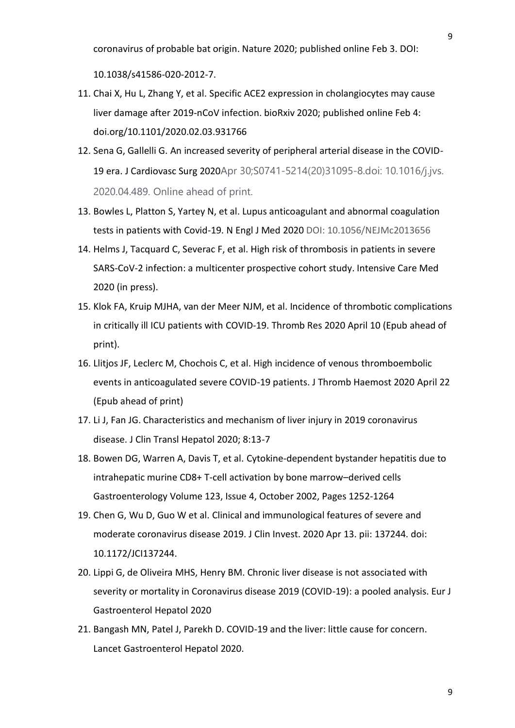coronavirus of probable bat origin. Nature 2020; published online Feb 3. DOI: 10.1038/s41586-020-2012-7.

11. Chai X, Hu L, Zhang Y, et al. Specific ACE2 expression in cholangiocytes may cause liver damage after 2019-nCoV infection. bioRxiv 2020; published online Feb 4: doi.org/10.1101/2020.02.03.931766
12. Sena G, Gallelli G. An increased severity of peripheral arterial disease in the COVID-19 era. J Cardiovasc Surg 2020Apr 30;S0741-5214(20)31095-8.doi: 10.1016/j.jvs. 2020.04.489. Online ahead of print.
13. Bowles L, Platton S, Yartey N, et al. Lupus anticoagulant and abnormal coagulation tests in patients with Covid-19. N Engl J Med 2020 DOI: 10.1056/NEJMc2013656
14. Helms J, Tacquard C, Severac F, et al. High risk of thrombosis in patients in severe SARS-CoV-2 infection: a multicenter prospective cohort study. Intensive Care Med 2020 (in press).
15. Klok FA, Kruip MJHA, van der Meer NJM, et al. Incidence of thrombotic complications in critically ill ICU patients with COVID-19. Thromb Res 2020 April 10 (Epub ahead of print).
16. Llitjos JF, Leclerc M, Chochois C, et al. High incidence of venous thromboembolic events in anticoagulated severe COVID-19 patients. J Thromb Haemost 2020 April 22 (Epub ahead of print)
17. Li J, Fan JG. Characteristics and mechanism of liver injury in 2019 coronavirus disease. J Clin Transl Hepatol 2020; 8:13-7
18. Bowen DG, Warren A, Davis T, et al. Cytokine-dependent bystander hepatitis due to intrahepatic murine CD8+ T-cell activation by bone marrow–derived cells Gastroenterology Volume 123, Issue 4, October 2002, Pages 1252-1264
19. Chen G, Wu D, Guo W et al. Clinical and immunological features of severe and moderate coronavirus disease 2019. J Clin Invest. 2020 Apr 13. pii: 137244. doi: 10.1172/JCI137244.
20. Lippi G, de Oliveira MHS, Henry BM. Chronic liver disease is not associated with severity or mortality in Coronavirus disease 2019 (COVID-19): a pooled analysis. Eur J Gastroenterol Hepatol 2020
21. Bangash MN, Patel J, Parekh D. COVID-19 and the liver: little cause for concern. Lancet Gastroenterol Hepatol 2020.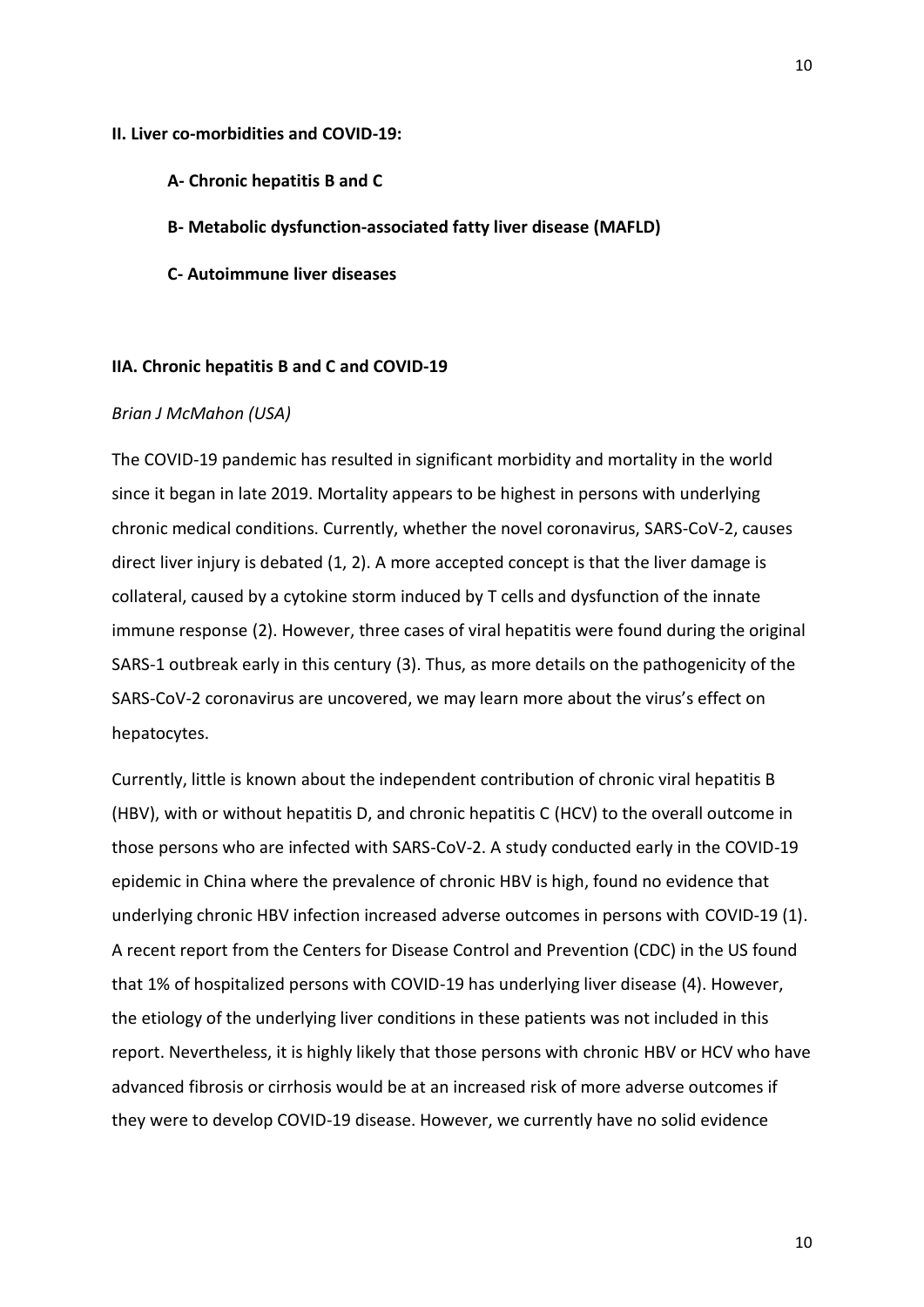## II. Liver co-morbidities and COVID-19:

**A- Chronic hepatitis B and C**

**B- Metabolic dysfunction-associated fatty liver disease (MAFLD)**

**C- Autoimmune liver diseases**

### IIA. Chronic hepatitis B and C and COVID-19

*Brian J McMahon (USA)*

The COVID-19 pandemic has resulted in significant morbidity and mortality in the world since it began in late 2019. Mortality appears to be highest in persons with underlying chronic medical conditions. Currently, whether the novel coronavirus, SARS-CoV-2, causes direct liver injury is debated (1, 2). A more accepted concept is that the liver damage is collateral, caused by a cytokine storm induced by T cells and dysfunction of the innate immune response (2). However, three cases of viral hepatitis were found during the original SARS-1 outbreak early in this century (3). Thus, as more details on the pathogenicity of the SARS-CoV-2 coronavirus are uncovered, we may learn more about the virus's effect on hepatocytes.

Currently, little is known about the independent contribution of chronic viral hepatitis B (HBV), with or without hepatitis D, and chronic hepatitis C (HCV) to the overall outcome in those persons who are infected with SARS-CoV-2. A study conducted early in the COVID-19 epidemic in China where the prevalence of chronic HBV is high, found no evidence that underlying chronic HBV infection increased adverse outcomes in persons with COVID-19 (1). A recent report from the Centers for Disease Control and Prevention (CDC) in the US found that 1% of hospitalized persons with COVID-19 has underlying liver disease (4). However, the etiology of the underlying liver conditions in these patients was not included in this report. Nevertheless, it is highly likely that those persons with chronic HBV or HCV who have advanced fibrosis or cirrhosis would be at an increased risk of more adverse outcomes if they were to develop COVID-19 disease. However, we currently have no solid evidence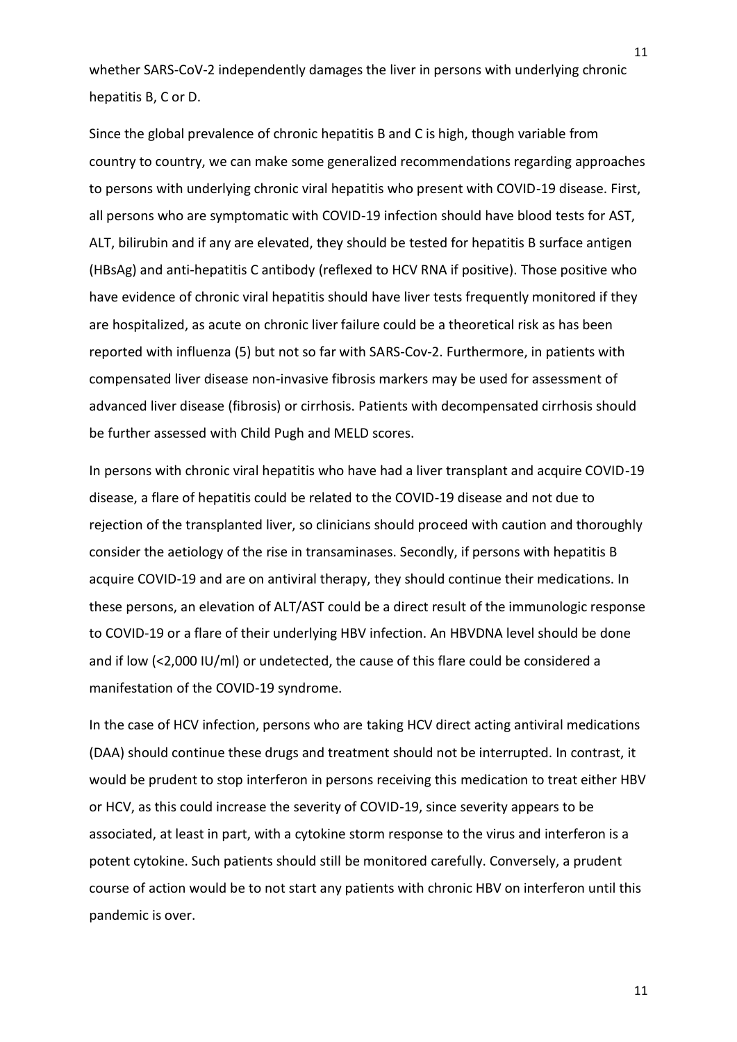whether SARS-CoV-2 independently damages the liver in persons with underlying chronic hepatitis B, C or D.

Since the global prevalence of chronic hepatitis B and C is high, though variable from country to country, we can make some generalized recommendations regarding approaches to persons with underlying chronic viral hepatitis who present with COVID-19 disease. First, all persons who are symptomatic with COVID-19 infection should have blood tests for AST, ALT, bilirubin and if any are elevated, they should be tested for hepatitis B surface antigen (HBsAg) and anti-hepatitis C antibody (reflexed to HCV RNA if positive). Those positive who have evidence of chronic viral hepatitis should have liver tests frequently monitored if they are hospitalized, as acute on chronic liver failure could be a theoretical risk as has been reported with influenza (5) but not so far with SARS-Cov-2. Furthermore, in patients with compensated liver disease non-invasive fibrosis markers may be used for assessment of advanced liver disease (fibrosis) or cirrhosis. Patients with decompensated cirrhosis should be further assessed with Child Pugh and MELD scores.

In persons with chronic viral hepatitis who have had a liver transplant and acquire COVID-19 disease, a flare of hepatitis could be related to the COVID-19 disease and not due to rejection of the transplanted liver, so clinicians should proceed with caution and thoroughly consider the aetiology of the rise in transaminases. Secondly, if persons with hepatitis B acquire COVID-19 and are on antiviral therapy, they should continue their medications. In these persons, an elevation of ALT/AST could be a direct result of the immunologic response to COVID-19 or a flare of their underlying HBV infection. An HBVDNA level should be done and if low (<2,000 IU/ml) or undetected, the cause of this flare could be considered a manifestation of the COVID-19 syndrome.

In the case of HCV infection, persons who are taking HCV direct acting antiviral medications (DAA) should continue these drugs and treatment should not be interrupted. In contrast, it would be prudent to stop interferon in persons receiving this medication to treat either HBV or HCV, as this could increase the severity of COVID-19, since severity appears to be associated, at least in part, with a cytokine storm response to the virus and interferon is a potent cytokine. Such patients should still be monitored carefully. Conversely, a prudent course of action would be to not start any patients with chronic HBV on interferon until this pandemic is over.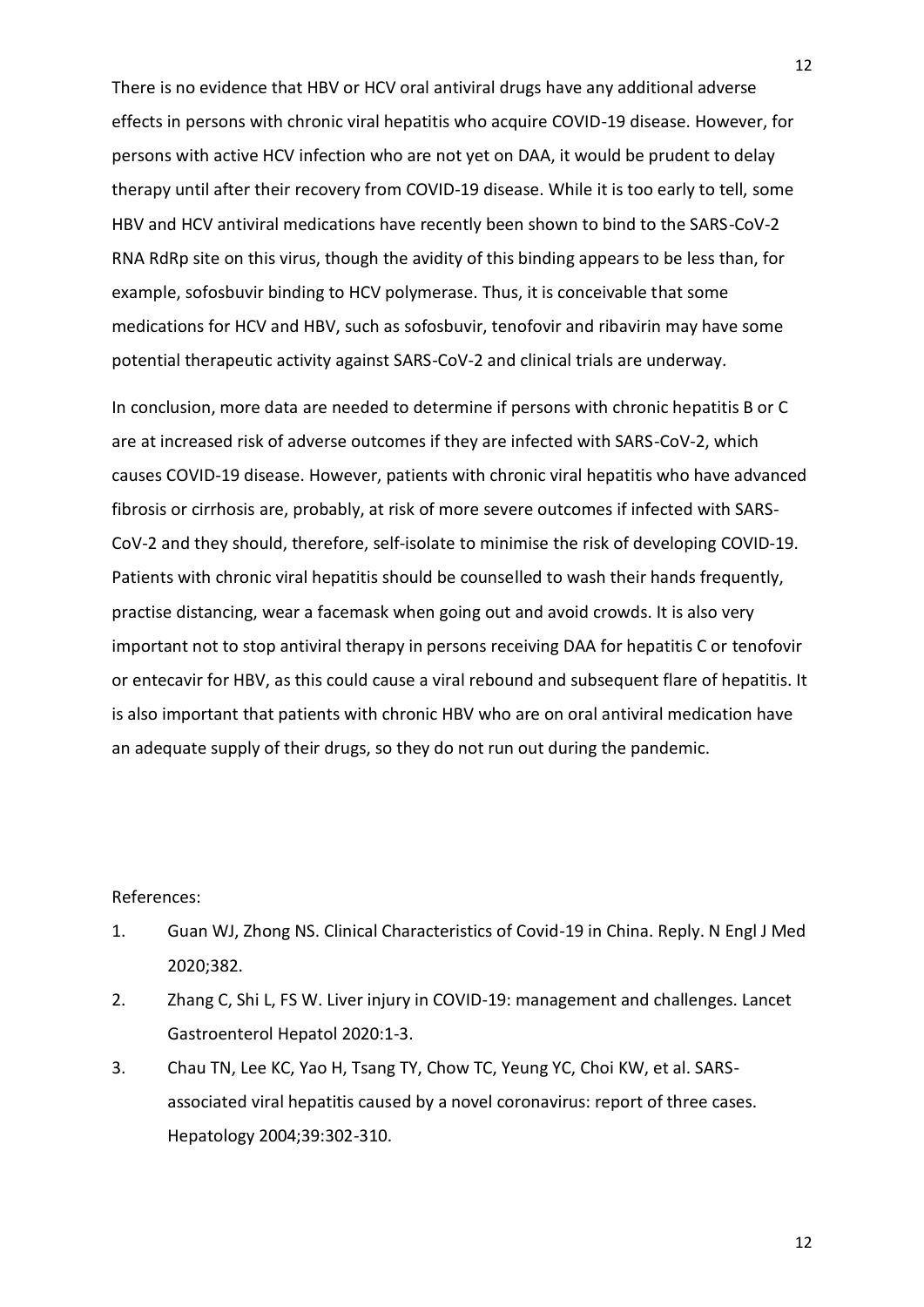There is no evidence that HBV or HCV oral antiviral drugs have any additional adverse effects in persons with chronic viral hepatitis who acquire COVID-19 disease. However, for persons with active HCV infection who are not yet on DAA, it would be prudent to delay therapy until after their recovery from COVID-19 disease. While it is too early to tell, some HBV and HCV antiviral medications have recently been shown to bind to the SARS-CoV-2 RNA RdRp site on this virus, though the avidity of this binding appears to be less than, for example, sofosbuvir binding to HCV polymerase. Thus, it is conceivable that some medications for HCV and HBV, such as sofosbuvir, tenofovir and ribavirin may have some potential therapeutic activity against SARS-CoV-2 and clinical trials are underway.

In conclusion, more data are needed to determine if persons with chronic hepatitis B or C are at increased risk of adverse outcomes if they are infected with SARS-CoV-2, which causes COVID-19 disease. However, patients with chronic viral hepatitis who have advanced fibrosis or cirrhosis are, probably, at risk of more severe outcomes if infected with SARS-CoV-2 and they should, therefore, self-isolate to minimise the risk of developing COVID-19. Patients with chronic viral hepatitis should be counselled to wash their hands frequently, practise distancing, wear a facemask when going out and avoid crowds. It is also very important not to stop antiviral therapy in persons receiving DAA for hepatitis C or tenofovir or entecavir for HBV, as this could cause a viral rebound and subsequent flare of hepatitis. It is also important that patients with chronic HBV who are on oral antiviral medication have an adequate supply of their drugs, so they do not run out during the pandemic.

References:

1. Guan WJ, Zhong NS. Clinical Characteristics of Covid-19 in China. Reply. N Engl J Med 2020;382.
2. Zhang C, Shi L, FS W. Liver injury in COVID-19: management and challenges. Lancet Gastroenterol Hepatol 2020:1-3.
3. Chau TN, Lee KC, Yao H, Tsang TY, Chow TC, Yeung YC, Choi KW, et al. SARS-associated viral hepatitis caused by a novel coronavirus: report of three cases. Hepatology 2004;39:302-310.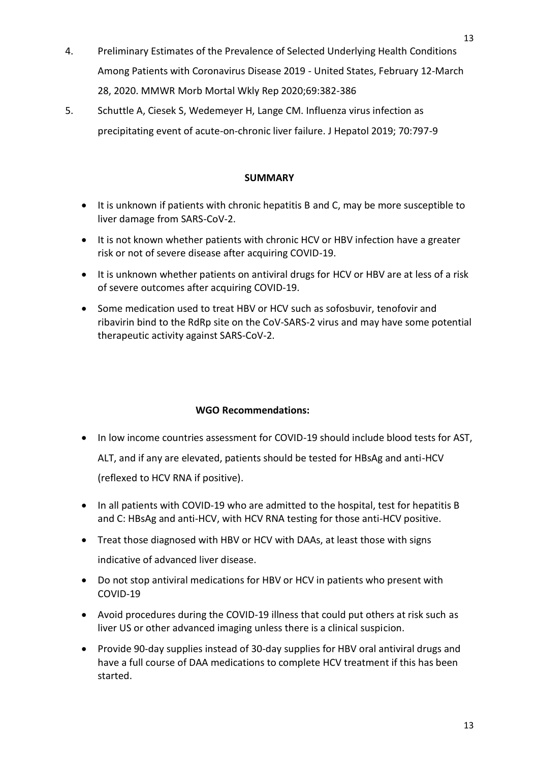4. Preliminary Estimates of the Prevalence of Selected Underlying Health Conditions Among Patients with Coronavirus Disease 2019 - United States, February 12-March 28, 2020. MMWR Morb Mortal Wkly Rep 2020;69:382-386
5. Schuttle A, Ciesek S, Wedemeyer H, Lange CM. Influenza virus infection as precipitating event of acute-on-chronic liver failure. J Hepatol 2019; 70:797-9

**SUMMARY**

- It is unknown if patients with chronic hepatitis B and C, may be more susceptible to liver damage from SARS-CoV-2.
- It is not known whether patients with chronic HCV or HBV infection have a greater risk or not of severe disease after acquiring COVID-19.
- It is unknown whether patients on antiviral drugs for HCV or HBV are at less of a risk of severe outcomes after acquiring COVID-19.
- Some medication used to treat HBV or HCV such as sofosbuvir, tenofovir and ribavirin bind to the RdRp site on the CoV-SARS-2 virus and may have some potential therapeutic activity against SARS-CoV-2.

**WGO Recommendations:**

- In low income countries assessment for COVID-19 should include blood tests for AST, ALT, and if any are elevated, patients should be tested for HBsAg and anti-HCV (reflexed to HCV RNA if positive).
- In all patients with COVID-19 who are admitted to the hospital, test for hepatitis B and C: HBsAg and anti-HCV, with HCV RNA testing for those anti-HCV positive.
- Treat those diagnosed with HBV or HCV with DAAs, at least those with signs indicative of advanced liver disease.
- Do not stop antiviral medications for HBV or HCV in patients who present with COVID-19
- Avoid procedures during the COVID-19 illness that could put others at risk such as liver US or other advanced imaging unless there is a clinical suspicion.
- Provide 90-day supplies instead of 30-day supplies for HBV oral antiviral drugs and have a full course of DAA medications to complete HCV treatment if this has been started.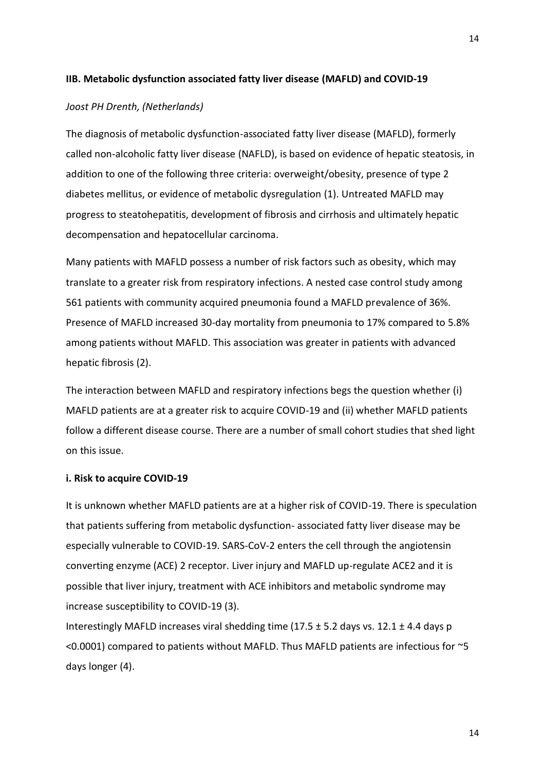## IIB. Metabolic dysfunction associated fatty liver disease (MAFLD) and COVID-19

*Joost PH Drenth, (Netherlands)*

The diagnosis of metabolic dysfunction-associated fatty liver disease (MAFLD), formerly called non-alcoholic fatty liver disease (NAFLD), is based on evidence of hepatic steatosis, in addition to one of the following three criteria: overweight/obesity, presence of type 2 diabetes mellitus, or evidence of metabolic dysregulation (1). Untreated MAFLD may progress to steatohepatitis, development of fibrosis and cirrhosis and ultimately hepatic decompensation and hepatocellular carcinoma.

Many patients with MAFLD possess a number of risk factors such as obesity, which may translate to a greater risk from respiratory infections. A nested case control study among 561 patients with community acquired pneumonia found a MAFLD prevalence of 36%. Presence of MAFLD increased 30-day mortality from pneumonia to 17% compared to 5.8% among patients without MAFLD. This association was greater in patients with advanced hepatic fibrosis (2).

The interaction between MAFLD and respiratory infections begs the question whether (i) MAFLD patients are at a greater risk to acquire COVID-19 and (ii) whether MAFLD patients follow a different disease course. There are a number of small cohort studies that shed light on this issue.

### i. Risk to acquire COVID-19

It is unknown whether MAFLD patients are at a higher risk of COVID-19. There is speculation that patients suffering from metabolic dysfunction- associated fatty liver disease may be especially vulnerable to COVID-19. SARS-CoV-2 enters the cell through the angiotensin converting enzyme (ACE) 2 receptor. Liver injury and MAFLD up-regulate ACE2 and it is possible that liver injury, treatment with ACE inhibitors and metabolic syndrome may increase susceptibility to COVID-19 (3).

Interestingly MAFLD increases viral shedding time ($17.5 \pm 5.2$ days vs. $12.1 \pm 4.4$ days $p < 0.0001$) compared to patients without MAFLD. Thus MAFLD patients are infectious for ~5 days longer (4).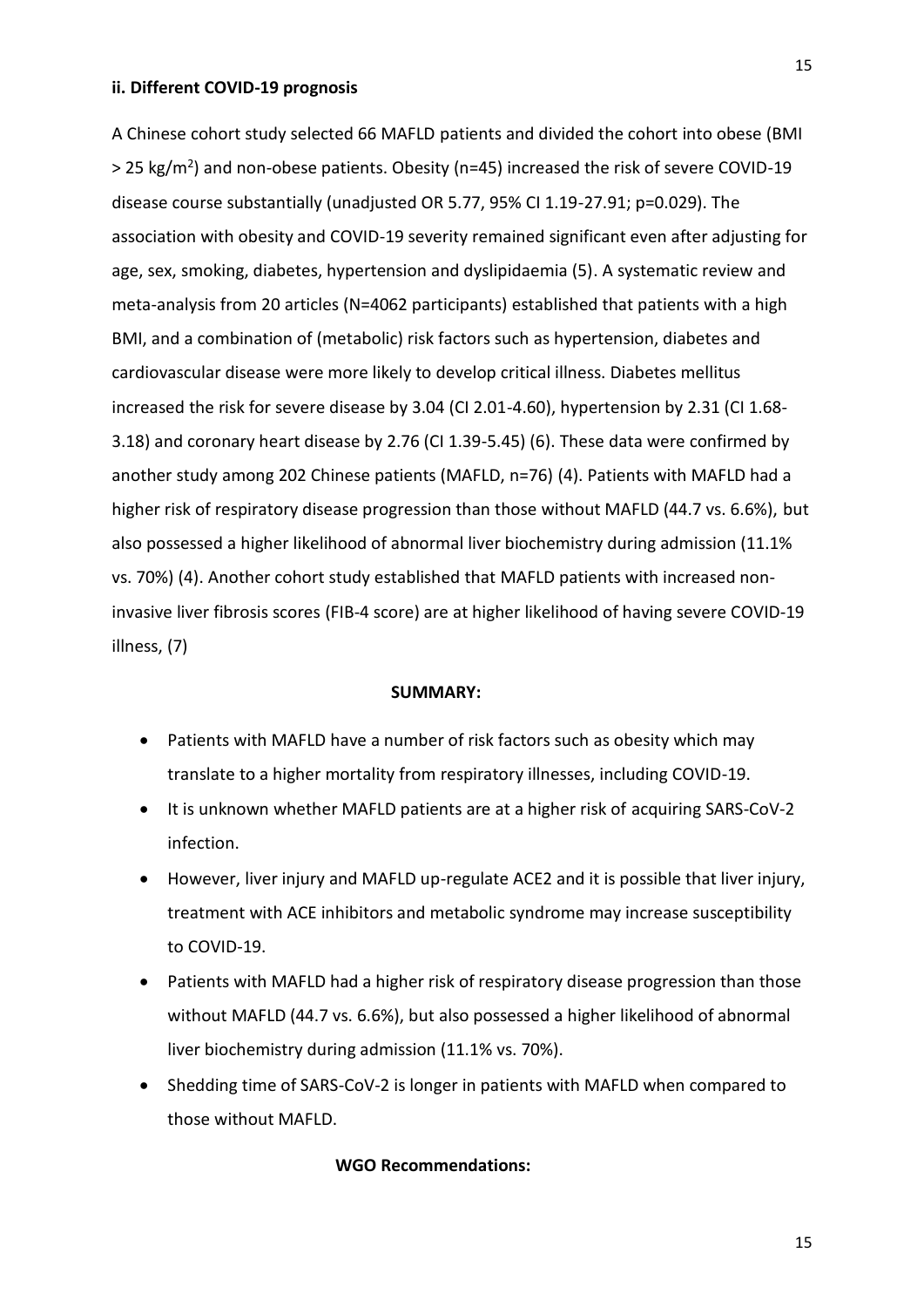### ii. Different COVID-19 prognosis

A Chinese cohort study selected 66 MAFLD patients and divided the cohort into obese (BMI > 25 kg/m$^2$) and non-obese patients. Obesity (n=45) increased the risk of severe COVID-19 disease course substantially (unadjusted OR 5.77, 95% CI 1.19-27.91; p=0.029). The association with obesity and COVID-19 severity remained significant even after adjusting for age, sex, smoking, diabetes, hypertension and dyslipidaemia (5). A systematic review and meta-analysis from 20 articles (N=4062 participants) established that patients with a high BMI, and a combination of (metabolic) risk factors such as hypertension, diabetes and cardiovascular disease were more likely to develop critical illness. Diabetes mellitus increased the risk for severe disease by 3.04 (CI 2.01-4.60), hypertension by 2.31 (CI 1.68-3.18) and coronary heart disease by 2.76 (CI 1.39-5.45) (6). These data were confirmed by another study among 202 Chinese patients (MAFLD, n=76) (4). Patients with MAFLD had a higher risk of respiratory disease progression than those without MAFLD (44.7 vs. 6.6%), but also possessed a higher likelihood of abnormal liver biochemistry during admission (11.1% vs. 70%) (4). Another cohort study established that MAFLD patients with increased non-invasive liver fibrosis scores (FIB-4 score) are at higher likelihood of having severe COVID-19 illness, (7)

**SUMMARY:**

- Patients with MAFLD have a number of risk factors such as obesity which may translate to a higher mortality from respiratory illnesses, including COVID-19.
- It is unknown whether MAFLD patients are at a higher risk of acquiring SARS-CoV-2 infection.
- However, liver injury and MAFLD up-regulate ACE2 and it is possible that liver injury, treatment with ACE inhibitors and metabolic syndrome may increase susceptibility to COVID-19.
- Patients with MAFLD had a higher risk of respiratory disease progression than those without MAFLD (44.7 vs. 6.6%), but also possessed a higher likelihood of abnormal liver biochemistry during admission (11.1% vs. 70%).
- Shedding time of SARS-CoV-2 is longer in patients with MAFLD when compared to those without MAFLD.

**WGO Recommendations:**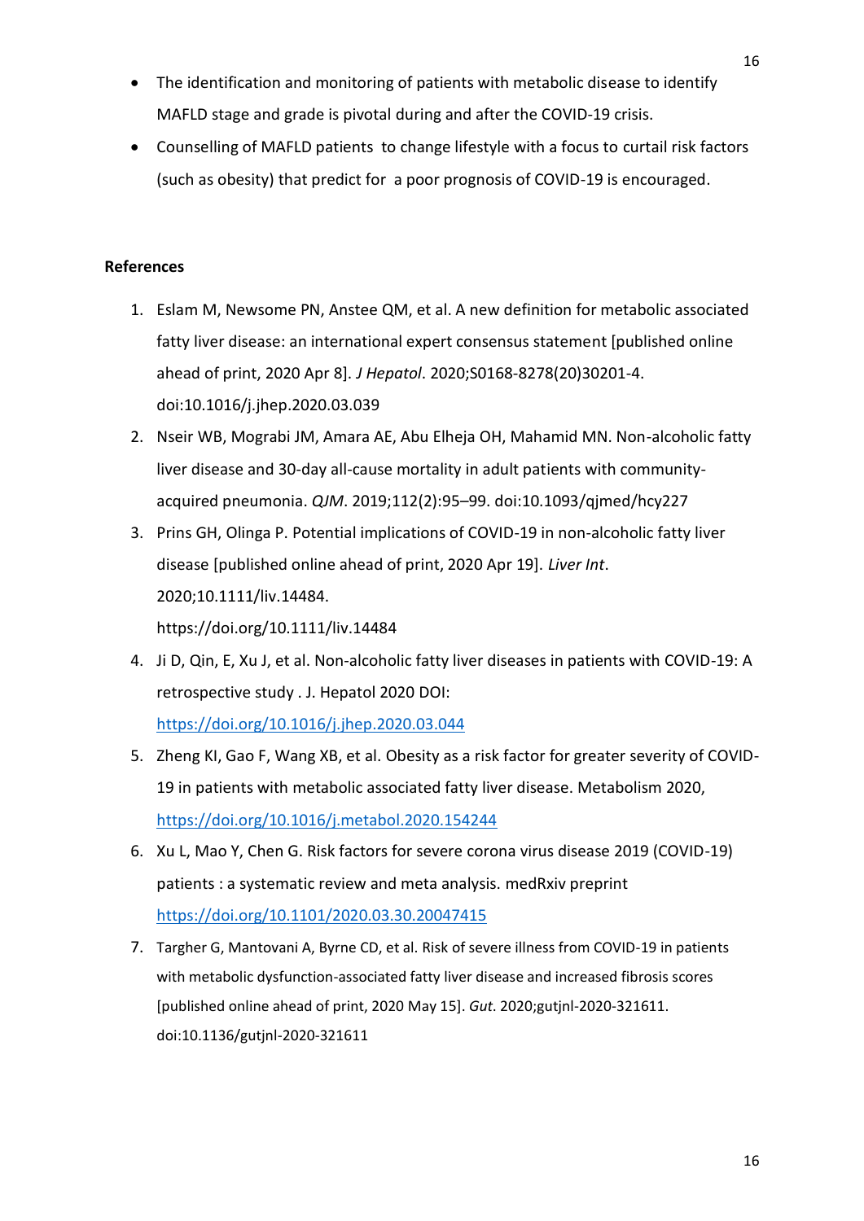- The identification and monitoring of patients with metabolic disease to identify MAFLD stage and grade is pivotal during and after the COVID-19 crisis.
- Counselling of MAFLD patients to change lifestyle with a focus to curtail risk factors (such as obesity) that predict for a poor prognosis of COVID-19 is encouraged.

**References**

1. Eslam M, Newsome PN, Anstee QM, et al. A new definition for metabolic associated fatty liver disease: an international expert consensus statement [published online ahead of print, 2020 Apr 8]. *J Hepatol*. 2020;S0168-8278(20)30201-4. doi:10.1016/j.jhep.2020.03.039
2. Nseir WB, Mograbi JM, Amara AE, Abu Elheja OH, Mahamid MN. Non-alcoholic fatty liver disease and 30-day all-cause mortality in adult patients with community-acquired pneumonia. *QJM*. 2019;112(2):95–99. doi:10.1093/qjmed/hcy227
3. Prins GH, Olinga P. Potential implications of COVID-19 in non-alcoholic fatty liver disease [published online ahead of print, 2020 Apr 19]. *Liver Int*. 2020;10.1111/liv.14484. https://doi.org/10.1111/liv.14484
4. Ji D, Qin, E, Xu J, et al. Non-alcoholic fatty liver diseases in patients with COVID-19: A retrospective study . J. Hepatol 2020 DOI: https://doi.org/10.1016/j.jhep.2020.03.044
5. Zheng KI, Gao F, Wang XB, et al. Obesity as a risk factor for greater severity of COVID-19 in patients with metabolic associated fatty liver disease. Metabolism 2020, https://doi.org/10.1016/j.metabol.2020.154244
6. Xu L, Mao Y, Chen G. Risk factors for severe corona virus disease 2019 (COVID-19) patients : a systematic review and meta analysis. medRxiv preprint https://doi.org/10.1101/2020.03.30.20047415
7. Targher G, Mantovani A, Byrne CD, et al. Risk of severe illness from COVID-19 in patients with metabolic dysfunction-associated fatty liver disease and increased fibrosis scores [published online ahead of print, 2020 May 15]. *Gut*. 2020;gutjnl-2020-321611. doi:10.1136/gutjnl-2020-321611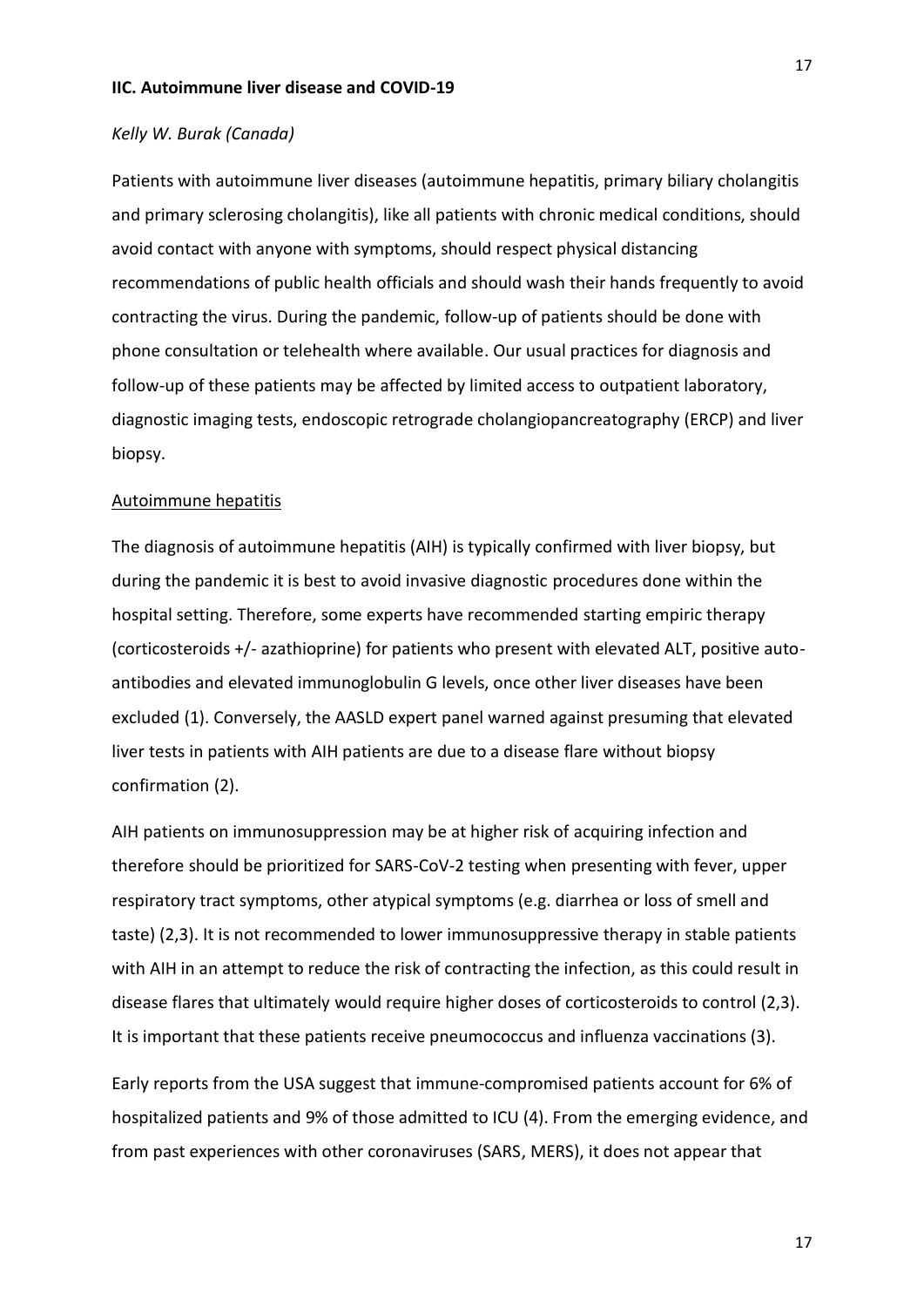## IIC. Autoimmune liver disease and COVID-19

*Kelly W. Burak (Canada)*

Patients with autoimmune liver diseases (autoimmune hepatitis, primary biliary cholangitis and primary sclerosing cholangitis), like all patients with chronic medical conditions, should avoid contact with anyone with symptoms, should respect physical distancing recommendations of public health officials and should wash their hands frequently to avoid contracting the virus. During the pandemic, follow-up of patients should be done with phone consultation or telehealth where available. Our usual practices for diagnosis and follow-up of these patients may be affected by limited access to outpatient laboratory, diagnostic imaging tests, endoscopic retrograde cholangiopancreatography (ERCP) and liver biopsy.

### Autoimmune hepatitis

The diagnosis of autoimmune hepatitis (AIH) is typically confirmed with liver biopsy, but during the pandemic it is best to avoid invasive diagnostic procedures done within the hospital setting. Therefore, some experts have recommended starting empiric therapy (corticosteroids +/- azathioprine) for patients who present with elevated ALT, positive auto-antibodies and elevated immunoglobulin G levels, once other liver diseases have been excluded (1). Conversely, the AASLD expert panel warned against presuming that elevated liver tests in patients with AIH patients are due to a disease flare without biopsy confirmation (2).

AIH patients on immunosuppression may be at higher risk of acquiring infection and therefore should be prioritized for SARS-CoV-2 testing when presenting with fever, upper respiratory tract symptoms, other atypical symptoms (e.g. diarrhea or loss of smell and taste) (2,3). It is not recommended to lower immunosuppressive therapy in stable patients with AIH in an attempt to reduce the risk of contracting the infection, as this could result in disease flares that ultimately would require higher doses of corticosteroids to control (2,3). It is important that these patients receive pneumococcus and influenza vaccinations (3).

Early reports from the USA suggest that immune-compromised patients account for 6% of hospitalized patients and 9% of those admitted to ICU (4). From the emerging evidence, and from past experiences with other coronaviruses (SARS, MERS), it does not appear that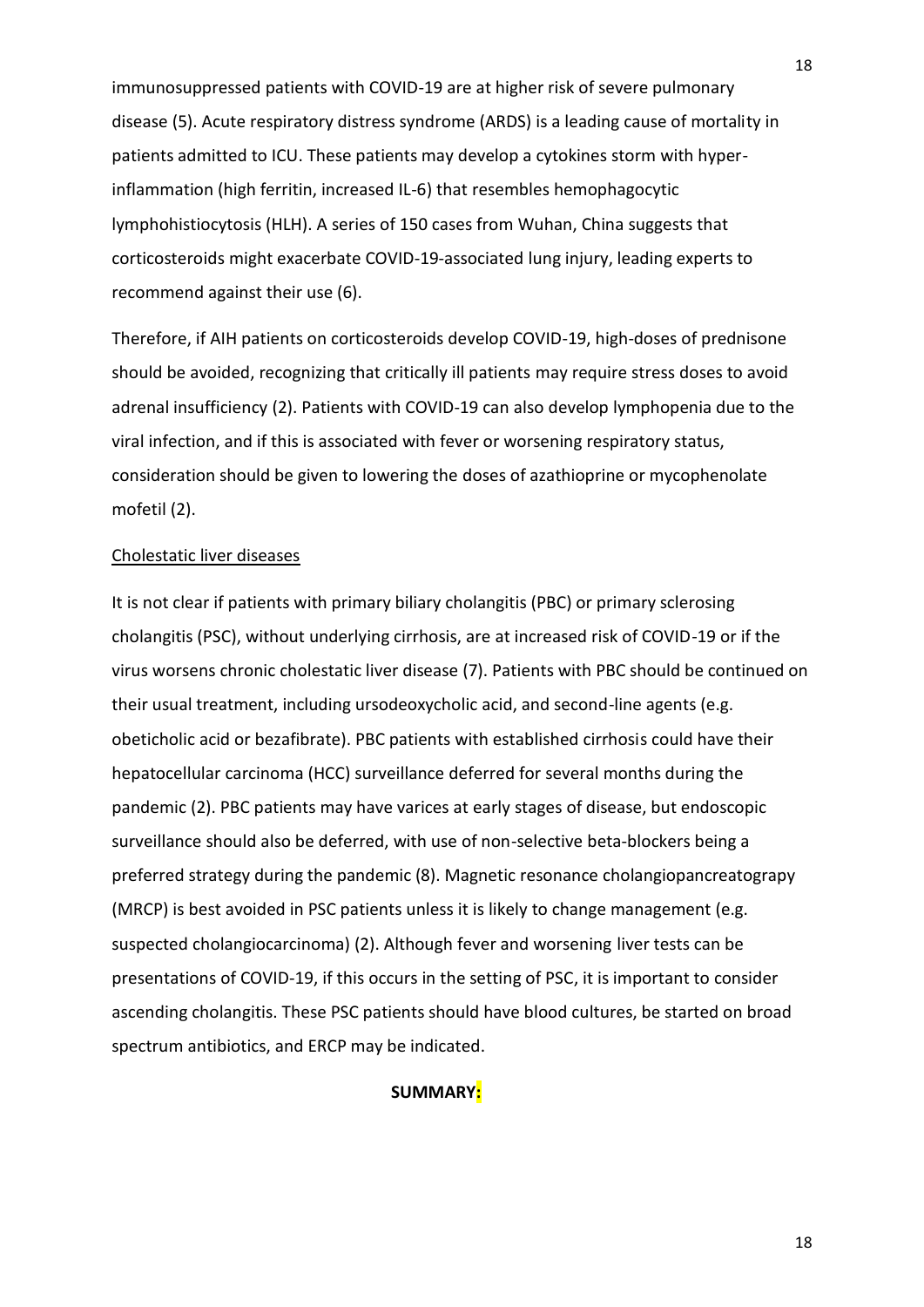immunosuppressed patients with COVID-19 are at higher risk of severe pulmonary disease (5). Acute respiratory distress syndrome (ARDS) is a leading cause of mortality in patients admitted to ICU. These patients may develop a cytokines storm with hyper-inflammation (high ferritin, increased IL-6) that resembles hemophagocytic lymphohistiocytosis (HLH). A series of 150 cases from Wuhan, China suggests that corticosteroids might exacerbate COVID-19-associated lung injury, leading experts to recommend against their use (6).

Therefore, if AIH patients on corticosteroids develop COVID-19, high-doses of prednisone should be avoided, recognizing that critically ill patients may require stress doses to avoid adrenal insufficiency (2). Patients with COVID-19 can also develop lymphopenia due to the viral infection, and if this is associated with fever or worsening respiratory status, consideration should be given to lowering the doses of azathioprine or mycophenolate mofetil (2).

<u>Cholestatic liver diseases</u>

It is not clear if patients with primary biliary cholangitis (PBC) or primary sclerosing cholangitis (PSC), without underlying cirrhosis, are at increased risk of COVID-19 or if the virus worsens chronic cholestatic liver disease (7). Patients with PBC should be continued on their usual treatment, including ursodeoxycholic acid, and second-line agents (e.g. obeticholic acid or bezafibrate). PBC patients with established cirrhosis could have their hepatocellular carcinoma (HCC) surveillance deferred for several months during the pandemic (2). PBC patients may have varices at early stages of disease, but endoscopic surveillance should also be deferred, with use of non-selective beta-blockers being a preferred strategy during the pandemic (8). Magnetic resonance cholangiopancreatograpy (MRCP) is best avoided in PSC patients unless it is likely to change management (e.g. suspected cholangiocarcinoma) (2). Although fever and worsening liver tests can be presentations of COVID-19, if this occurs in the setting of PSC, it is important to consider ascending cholangitis. These PSC patients should have blood cultures, be started on broad spectrum antibiotics, and ERCP may be indicated.

**SUMMARY:**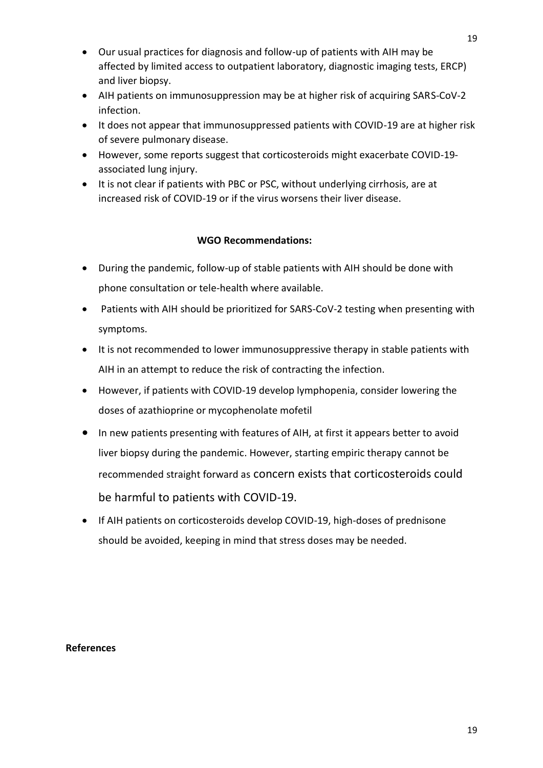- Our usual practices for diagnosis and follow-up of patients with AIH may be affected by limited access to outpatient laboratory, diagnostic imaging tests, ERCP) and liver biopsy.
- AIH patients on immunosuppression may be at higher risk of acquiring SARS-CoV-2 infection.
- It does not appear that immunosuppressed patients with COVID-19 are at higher risk of severe pulmonary disease.
- However, some reports suggest that corticosteroids might exacerbate COVID-19-associated lung injury.
- It is not clear if patients with PBC or PSC, without underlying cirrhosis, are at increased risk of COVID-19 or if the virus worsens their liver disease.

**WGO Recommendations:**

- During the pandemic, follow-up of stable patients with AIH should be done with phone consultation or tele-health where available.
- Patients with AIH should be prioritized for SARS-CoV-2 testing when presenting with symptoms.
- It is not recommended to lower immunosuppressive therapy in stable patients with AIH in an attempt to reduce the risk of contracting the infection.
- However, if patients with COVID-19 develop lymphopenia, consider lowering the doses of azathioprine or mycophenolate mofetil
- In new patients presenting with features of AIH, at first it appears better to avoid liver biopsy during the pandemic. However, starting empiric therapy cannot be recommended straight forward as concern exists that corticosteroids could be harmful to patients with COVID-19.
- If AIH patients on corticosteroids develop COVID-19, high-doses of prednisone should be avoided, keeping in mind that stress doses may be needed.

**References**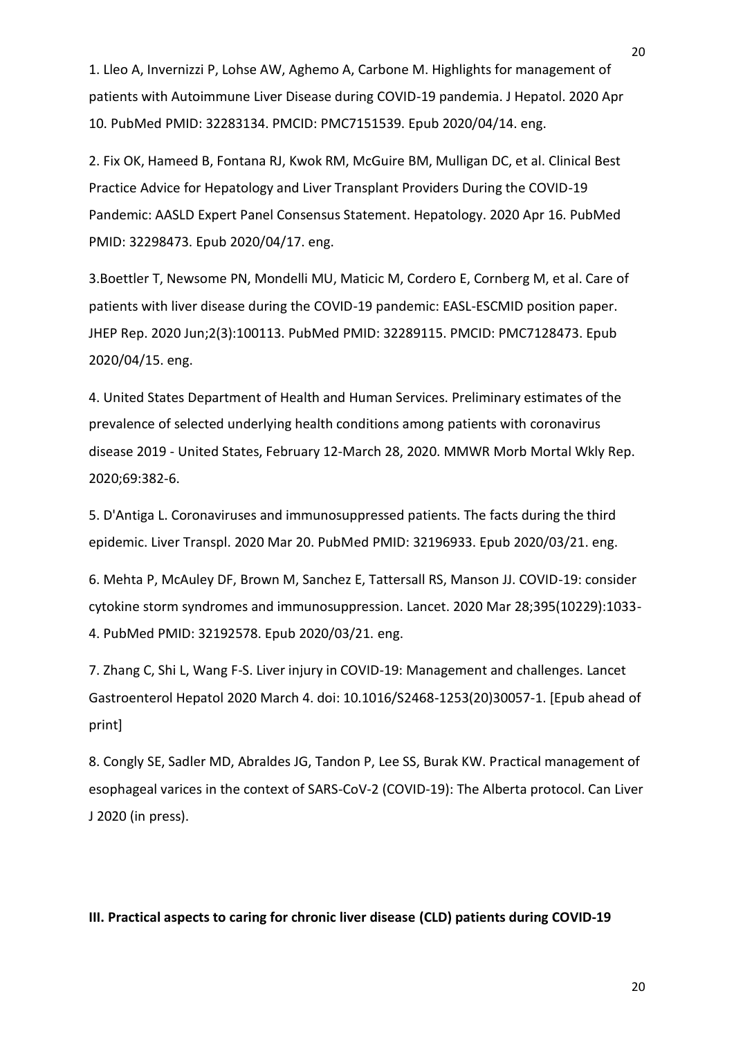1. Lleo A, Invernizzi P, Lohse AW, Aghemo A, Carbone M. Highlights for management of patients with Autoimmune Liver Disease during COVID-19 pandemia. J Hepatol. 2020 Apr 10. PubMed PMID: 32283134. PMCID: PMC7151539. Epub 2020/04/14. eng.

2. Fix OK, Hameed B, Fontana RJ, Kwok RM, McGuire BM, Mulligan DC, et al. Clinical Best Practice Advice for Hepatology and Liver Transplant Providers During the COVID-19 Pandemic: AASLD Expert Panel Consensus Statement. Hepatology. 2020 Apr 16. PubMed PMID: 32298473. Epub 2020/04/17. eng.

3.Boettler T, Newsome PN, Mondelli MU, Maticic M, Cordero E, Cornberg M, et al. Care of patients with liver disease during the COVID-19 pandemic: EASL-ESCMID position paper. JHEP Rep. 2020 Jun;2(3):100113. PubMed PMID: 32289115. PMCID: PMC7128473. Epub 2020/04/15. eng.

4. United States Department of Health and Human Services. Preliminary estimates of the prevalence of selected underlying health conditions among patients with coronavirus disease 2019 - United States, February 12-March 28, 2020. MMWR Morb Mortal Wkly Rep. 2020;69:382-6.

5. D'Antiga L. Coronaviruses and immunosuppressed patients. The facts during the third epidemic. Liver Transpl. 2020 Mar 20. PubMed PMID: 32196933. Epub 2020/03/21. eng.

6. Mehta P, McAuley DF, Brown M, Sanchez E, Tattersall RS, Manson JJ. COVID-19: consider cytokine storm syndromes and immunosuppression. Lancet. 2020 Mar 28;395(10229):1033-4. PubMed PMID: 32192578. Epub 2020/03/21. eng.

7. Zhang C, Shi L, Wang F-S. Liver injury in COVID-19: Management and challenges. Lancet Gastroenterol Hepatol 2020 March 4. doi: 10.1016/S2468-1253(20)30057-1. [Epub ahead of print]

8. Congly SE, Sadler MD, Abraldes JG, Tandon P, Lee SS, Burak KW. Practical management of esophageal varices in the context of SARS-CoV-2 (COVID-19): The Alberta protocol. Can Liver J 2020 (in press).

## III. Practical aspects to caring for chronic liver disease (CLD) patients during COVID-19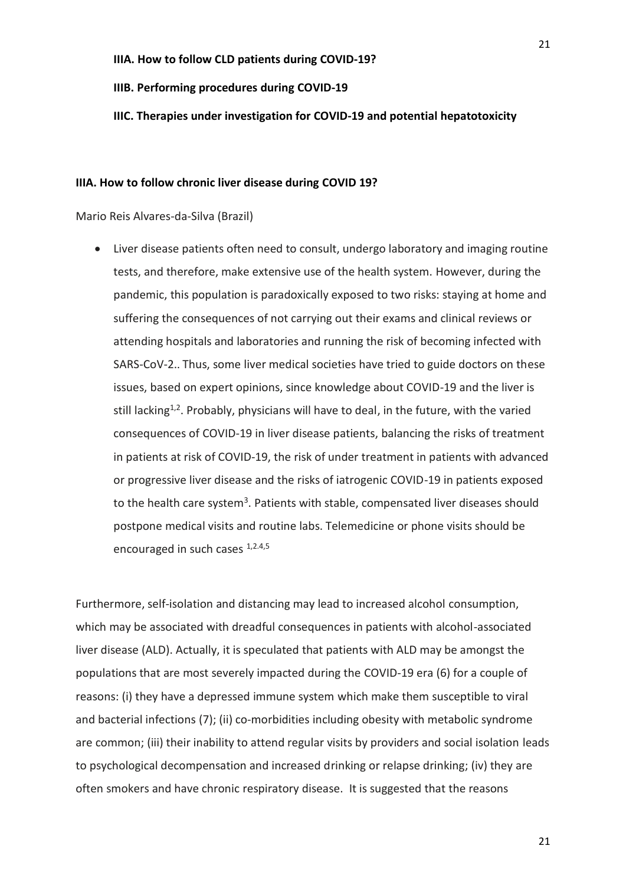**IIIA. How to follow CLD patients during COVID-19?**

**IIIB. Performing procedures during COVID-19**

**IIIC. Therapies under investigation for COVID-19 and potential hepatotoxicity**

## IIIA. How to follow chronic liver disease during COVID 19?

Mario Reis Alvares-da-Silva (Brazil)

- Liver disease patients often need to consult, undergo laboratory and imaging routine tests, and therefore, make extensive use of the health system. However, during the pandemic, this population is paradoxically exposed to two risks: staying at home and suffering the consequences of not carrying out their exams and clinical reviews or attending hospitals and laboratories and running the risk of becoming infected with SARS-CoV-2.. Thus, some liver medical societies have tried to guide doctors on these issues, based on expert opinions, since knowledge about COVID-19 and the liver is still lacking[1,2]. Probably, physicians will have to deal, in the future, with the varied consequences of COVID-19 in liver disease patients, balancing the risks of treatment in patients at risk of COVID-19, the risk of under treatment in patients with advanced or progressive liver disease and the risks of iatrogenic COVID-19 in patients exposed to the health care system[3]. Patients with stable, compensated liver diseases should postpone medical visits and routine labs. Telemedicine or phone visits should be encouraged in such cases [1,2.4,5]

Furthermore, self-isolation and distancing may lead to increased alcohol consumption, which may be associated with dreadful consequences in patients with alcohol-associated liver disease (ALD). Actually, it is speculated that patients with ALD may be amongst the populations that are most severely impacted during the COVID-19 era (6) for a couple of reasons: (i) they have a depressed immune system which make them susceptible to viral and bacterial infections (7); (ii) co-morbidities including obesity with metabolic syndrome are common; (iii) their inability to attend regular visits by providers and social isolation leads to psychological decompensation and increased drinking or relapse drinking; (iv) they are often smokers and have chronic respiratory disease. It is suggested that the reasons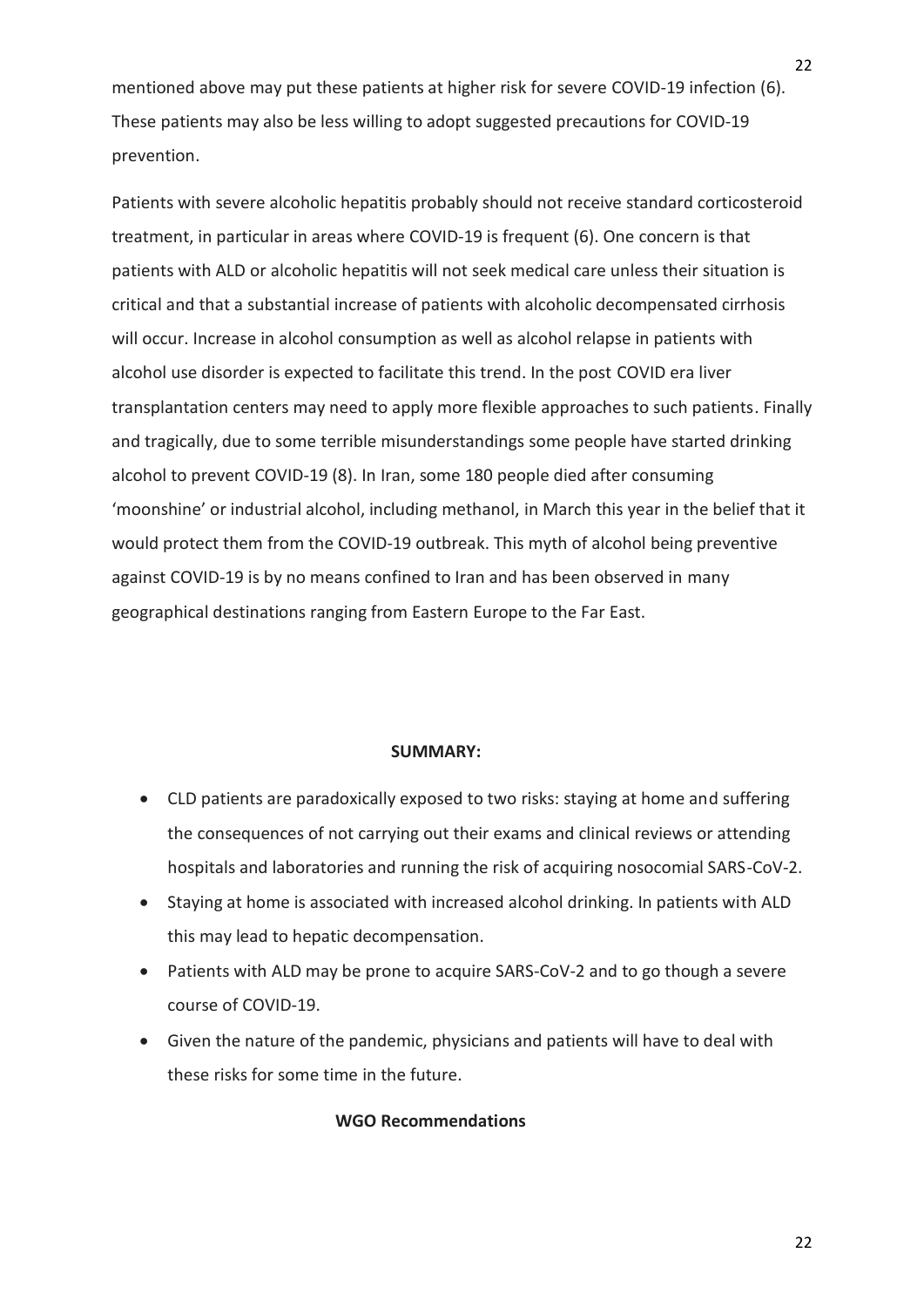mentioned above may put these patients at higher risk for severe COVID-19 infection (6). These patients may also be less willing to adopt suggested precautions for COVID-19 prevention.

Patients with severe alcoholic hepatitis probably should not receive standard corticosteroid treatment, in particular in areas where COVID-19 is frequent (6). One concern is that patients with ALD or alcoholic hepatitis will not seek medical care unless their situation is critical and that a substantial increase of patients with alcoholic decompensated cirrhosis will occur. Increase in alcohol consumption as well as alcohol relapse in patients with alcohol use disorder is expected to facilitate this trend. In the post COVID era liver transplantation centers may need to apply more flexible approaches to such patients. Finally and tragically, due to some terrible misunderstandings some people have started drinking alcohol to prevent COVID-19 (8). In Iran, some 180 people died after consuming 'moonshine' or industrial alcohol, including methanol, in March this year in the belief that it would protect them from the COVID-19 outbreak. This myth of alcohol being preventive against COVID-19 is by no means confined to Iran and has been observed in many geographical destinations ranging from Eastern Europe to the Far East.

**SUMMARY:**

- CLD patients are paradoxically exposed to two risks: staying at home and suffering the consequences of not carrying out their exams and clinical reviews or attending hospitals and laboratories and running the risk of acquiring nosocomial SARS-CoV-2.
- Staying at home is associated with increased alcohol drinking. In patients with ALD this may lead to hepatic decompensation.
- Patients with ALD may be prone to acquire SARS-CoV-2 and to go though a severe course of COVID-19.
- Given the nature of the pandemic, physicians and patients will have to deal with these risks for some time in the future.

**WGO Recommendations**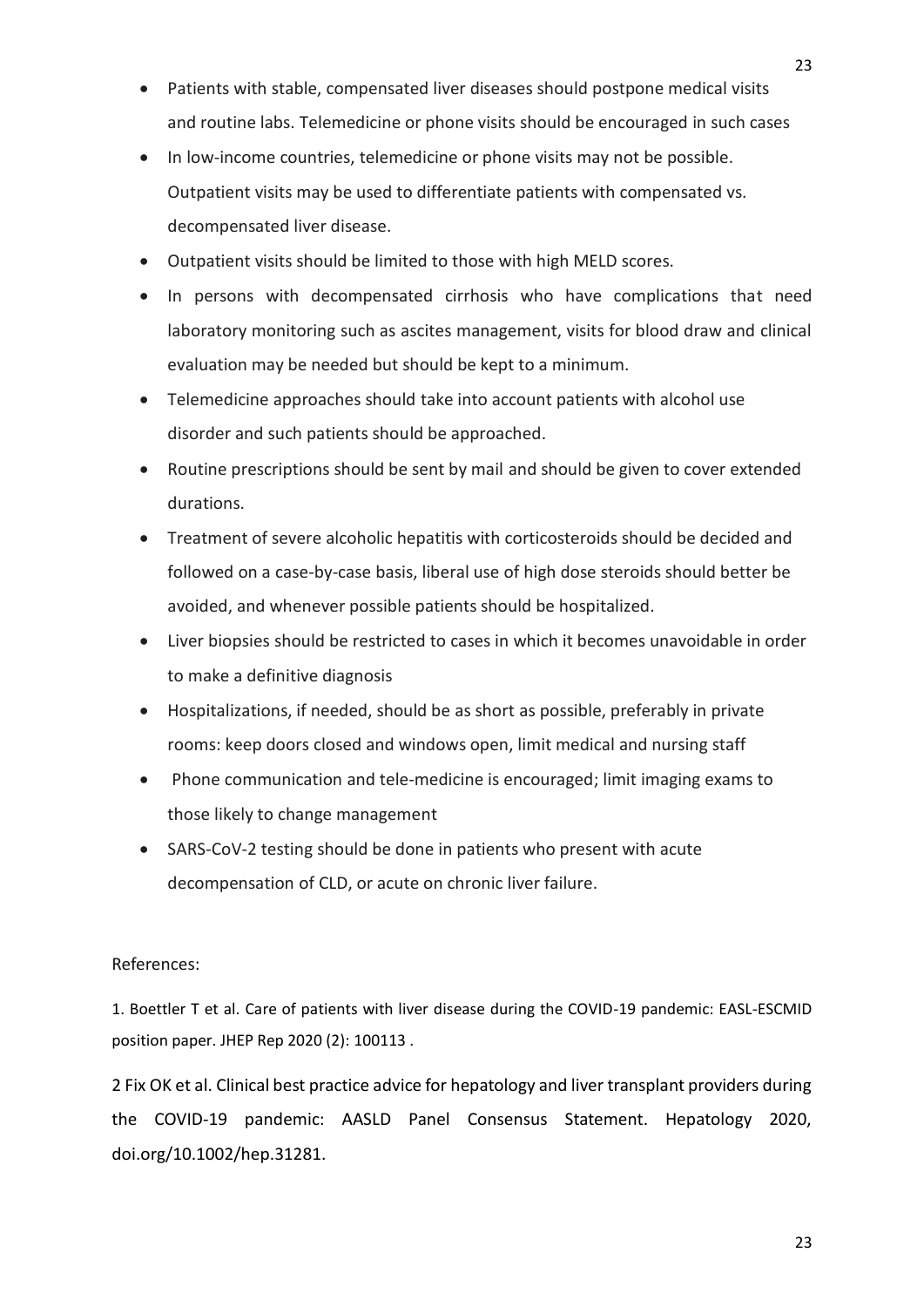- Patients with stable, compensated liver diseases should postpone medical visits and routine labs. Telemedicine or phone visits should be encouraged in such cases
- In low-income countries, telemedicine or phone visits may not be possible. Outpatient visits may be used to differentiate patients with compensated vs. decompensated liver disease.
- Outpatient visits should be limited to those with high MELD scores.
- In persons with decompensated cirrhosis who have complications that need laboratory monitoring such as ascites management, visits for blood draw and clinical evaluation may be needed but should be kept to a minimum.
- Telemedicine approaches should take into account patients with alcohol use disorder and such patients should be approached.
- Routine prescriptions should be sent by mail and should be given to cover extended durations.
- Treatment of severe alcoholic hepatitis with corticosteroids should be decided and followed on a case-by-case basis, liberal use of high dose steroids should better be avoided, and whenever possible patients should be hospitalized.
- Liver biopsies should be restricted to cases in which it becomes unavoidable in order to make a definitive diagnosis
- Hospitalizations, if needed, should be as short as possible, preferably in private rooms: keep doors closed and windows open, limit medical and nursing staff
- Phone communication and tele-medicine is encouraged; limit imaging exams to those likely to change management
- SARS-CoV-2 testing should be done in patients who present with acute decompensation of CLD, or acute on chronic liver failure.

References:

1. Boettler T et al. Care of patients with liver disease during the COVID-19 pandemic: EASL-ESCMID position paper. JHEP Rep 2020 (2): 100113 .

2 Fix OK et al. Clinical best practice advice for hepatology and liver transplant providers during the COVID-19 pandemic: AASLD Panel Consensus Statement. Hepatology 2020, doi.org/10.1002/hep.31281.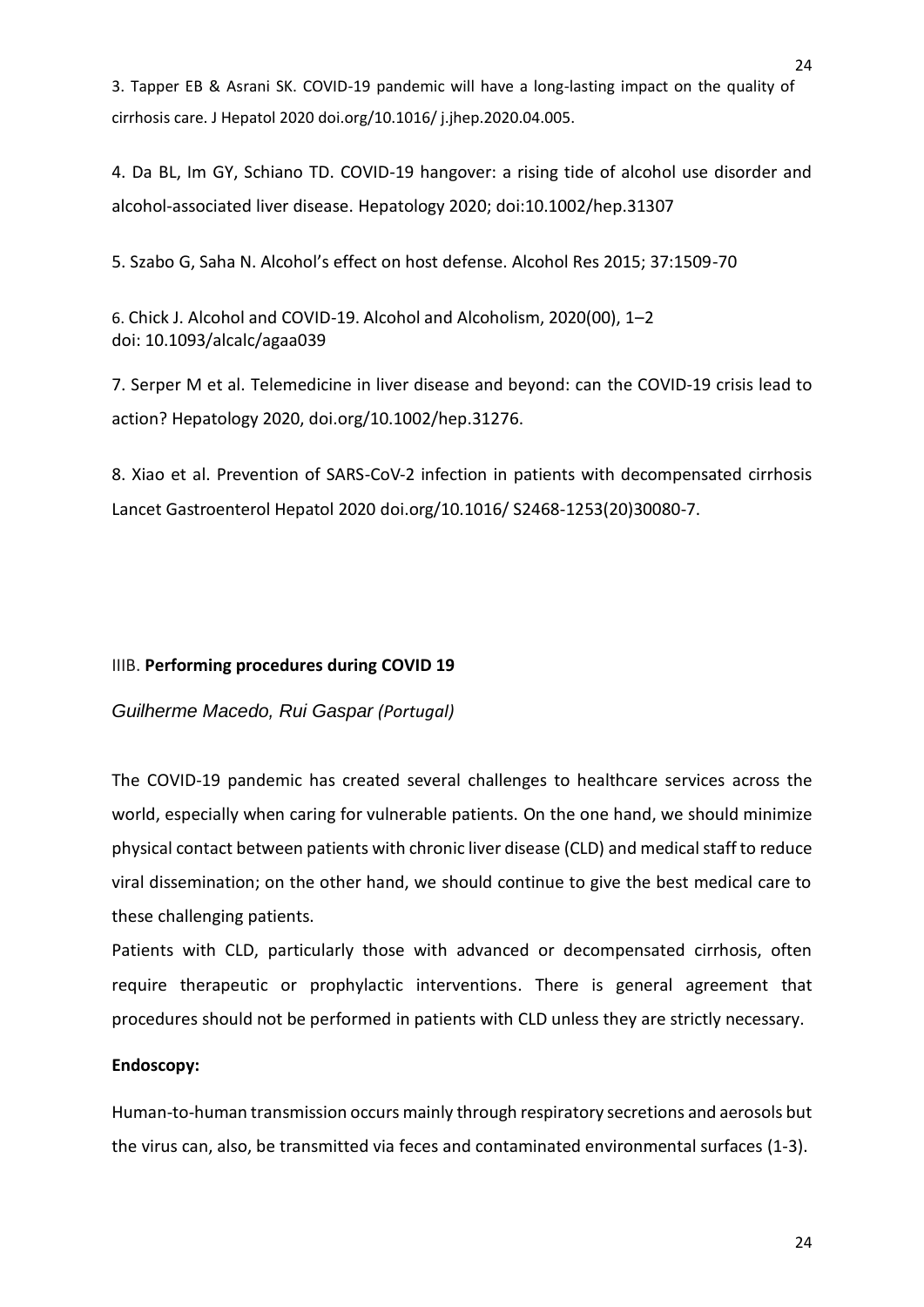3. Tapper EB & Asrani SK. COVID-19 pandemic will have a long-lasting impact on the quality of cirrhosis care. J Hepatol 2020 doi.org/10.1016/ j.jhep.2020.04.005.

4. Da BL, Im GY, Schiano TD. COVID-19 hangover: a rising tide of alcohol use disorder and alcohol-associated liver disease. Hepatology 2020; doi:10.1002/hep.31307

5. Szabo G, Saha N. Alcohol's effect on host defense. Alcohol Res 2015; 37:1509-70

6. Chick J. Alcohol and COVID-19. Alcohol and Alcoholism, 2020(00), 1–2 doi: 10.1093/alcalc/agaa039

7. Serper M et al. Telemedicine in liver disease and beyond: can the COVID-19 crisis lead to action? Hepatology 2020, doi.org/10.1002/hep.31276.

8. Xiao et al. Prevention of SARS-CoV-2 infection in patients with decompensated cirrhosis Lancet Gastroenterol Hepatol 2020 doi.org/10.1016/ S2468-1253(20)30080-7.

## IIIB. **Performing procedures during COVID 19**

*Guilherme Macedo, Rui Gaspar (Portugal)*

The COVID-19 pandemic has created several challenges to healthcare services across the world, especially when caring for vulnerable patients. On the one hand, we should minimize physical contact between patients with chronic liver disease (CLD) and medical staff to reduce viral dissemination; on the other hand, we should continue to give the best medical care to these challenging patients.

Patients with CLD, particularly those with advanced or decompensated cirrhosis, often require therapeutic or prophylactic interventions. There is general agreement that procedures should not be performed in patients with CLD unless they are strictly necessary.

**Endoscopy:**

Human-to-human transmission occurs mainly through respiratory secretions and aerosols but the virus can, also, be transmitted via feces and contaminated environmental surfaces (1-3).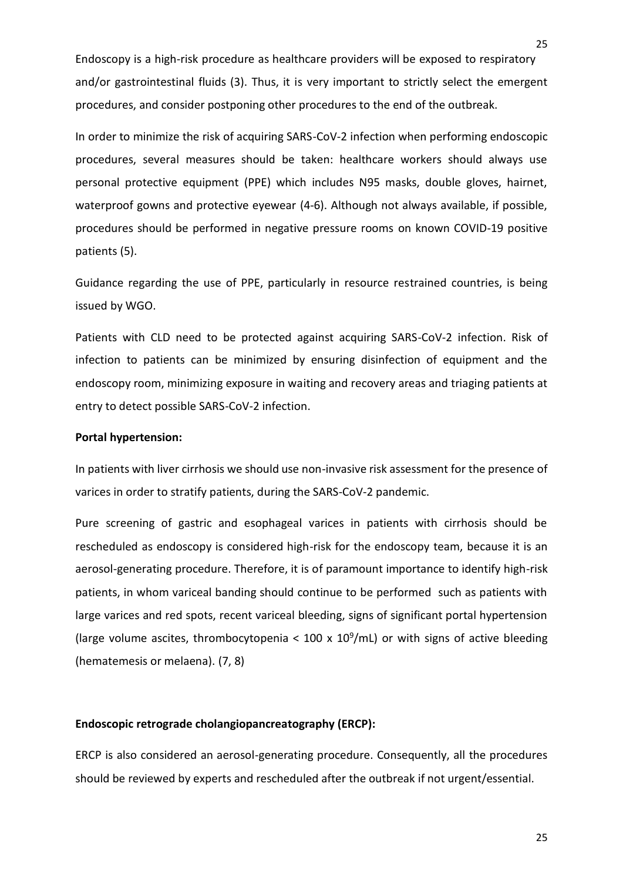Endoscopy is a high-risk procedure as healthcare providers will be exposed to respiratory and/or gastrointestinal fluids (3). Thus, it is very important to strictly select the emergent procedures, and consider postponing other procedures to the end of the outbreak.

In order to minimize the risk of acquiring SARS-CoV-2 infection when performing endoscopic procedures, several measures should be taken: healthcare workers should always use personal protective equipment (PPE) which includes N95 masks, double gloves, hairnet, waterproof gowns and protective eyewear (4-6). Although not always available, if possible, procedures should be performed in negative pressure rooms on known COVID-19 positive patients (5).

Guidance regarding the use of PPE, particularly in resource restrained countries, is being issued by WGO.

Patients with CLD need to be protected against acquiring SARS-CoV-2 infection. Risk of infection to patients can be minimized by ensuring disinfection of equipment and the endoscopy room, minimizing exposure in waiting and recovery areas and triaging patients at entry to detect possible SARS-CoV-2 infection.

**Portal hypertension:**

In patients with liver cirrhosis we should use non-invasive risk assessment for the presence of varices in order to stratify patients, during the SARS-CoV-2 pandemic.

Pure screening of gastric and esophageal varices in patients with cirrhosis should be rescheduled as endoscopy is considered high-risk for the endoscopy team, because it is an aerosol-generating procedure. Therefore, it is of paramount importance to identify high-risk patients, in whom variceal banding should continue to be performed such as patients with large varices and red spots, recent variceal bleeding, signs of significant portal hypertension (large volume ascites, thrombocytopenia $< 100 \times 10^9$/mL) or with signs of active bleeding (hematemesis or melaena). (7, 8)

**Endoscopic retrograde cholangiopancreatography (ERCP):**

ERCP is also considered an aerosol-generating procedure. Consequently, all the procedures should be reviewed by experts and rescheduled after the outbreak if not urgent/essential.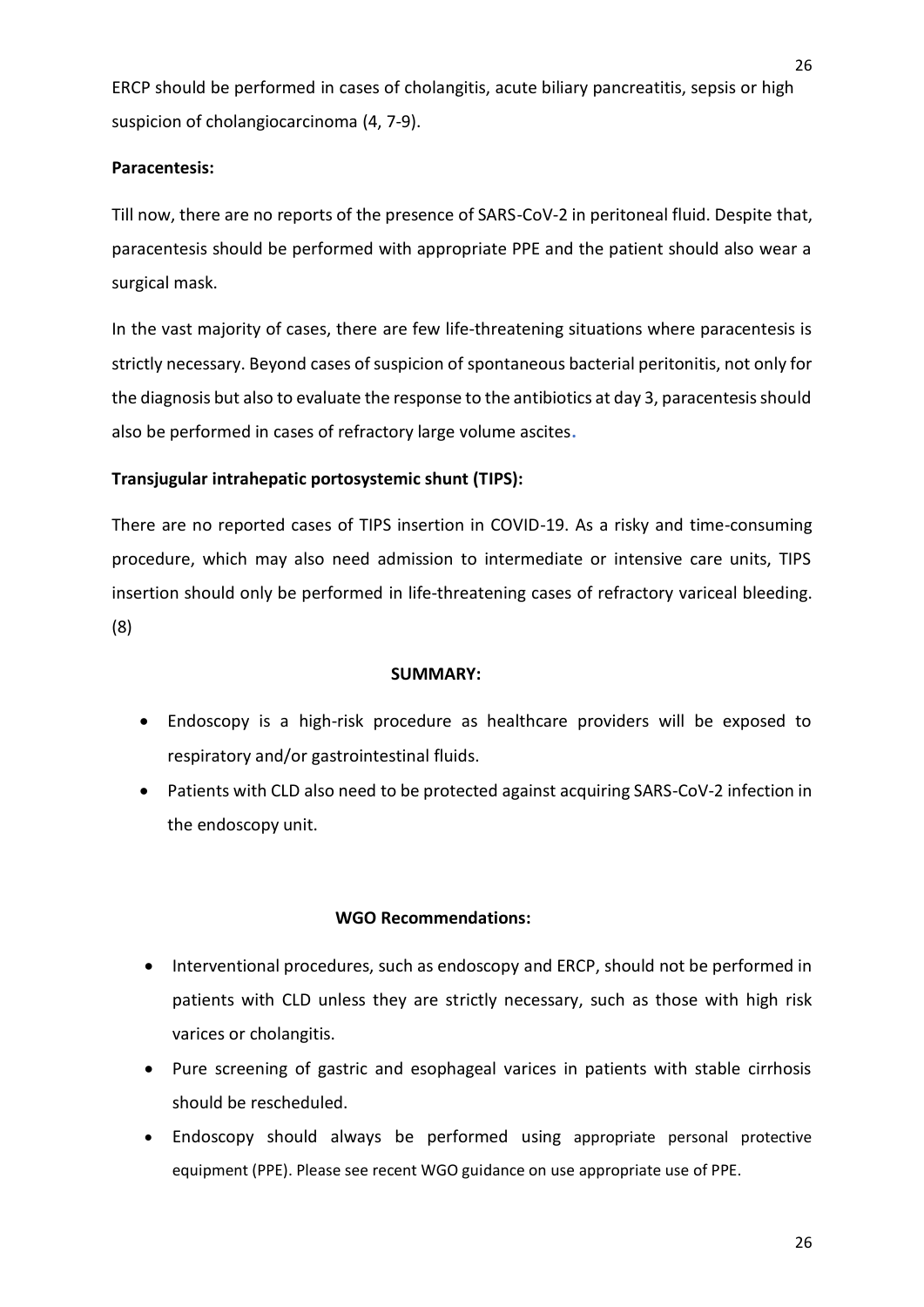ERCP should be performed in cases of cholangitis, acute biliary pancreatitis, sepsis or high suspicion of cholangiocarcinoma (4, 7-9).

**Paracentesis:**

Till now, there are no reports of the presence of SARS-CoV-2 in peritoneal fluid. Despite that, paracentesis should be performed with appropriate PPE and the patient should also wear a surgical mask.

In the vast majority of cases, there are few life-threatening situations where paracentesis is strictly necessary. Beyond cases of suspicion of spontaneous bacterial peritonitis, not only for the diagnosis but also to evaluate the response to the antibiotics at day 3, paracentesis should also be performed in cases of refractory large volume ascites.

**Transjugular intrahepatic portosystemic shunt (TIPS):**

There are no reported cases of TIPS insertion in COVID-19. As a risky and time-consuming procedure, which may also need admission to intermediate or intensive care units, TIPS insertion should only be performed in life-threatening cases of refractory variceal bleeding. (8)

**SUMMARY:**

- Endoscopy is a high-risk procedure as healthcare providers will be exposed to respiratory and/or gastrointestinal fluids.
- Patients with CLD also need to be protected against acquiring SARS-CoV-2 infection in the endoscopy unit.

**WGO Recommendations:**

- Interventional procedures, such as endoscopy and ERCP, should not be performed in patients with CLD unless they are strictly necessary, such as those with high risk varices or cholangitis.
- Pure screening of gastric and esophageal varices in patients with stable cirrhosis should be rescheduled.
- Endoscopy should always be performed using appropriate personal protective equipment (PPE). Please see recent WGO guidance on use appropriate use of PPE.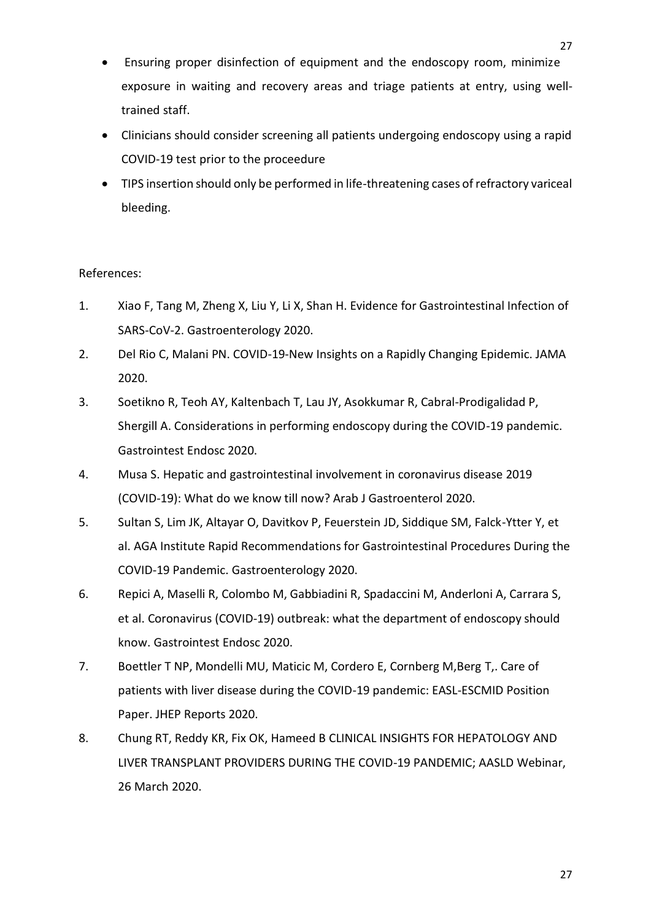- Ensuring proper disinfection of equipment and the endoscopy room, minimize exposure in waiting and recovery areas and triage patients at entry, using well-trained staff.
- Clinicians should consider screening all patients undergoing endoscopy using a rapid COVID-19 test prior to the proceedure
- TIPS insertion should only be performed in life-threatening cases of refractory variceal bleeding.

References:

1. Xiao F, Tang M, Zheng X, Liu Y, Li X, Shan H. Evidence for Gastrointestinal Infection of SARS-CoV-2. Gastroenterology 2020.
2. Del Rio C, Malani PN. COVID-19-New Insights on a Rapidly Changing Epidemic. JAMA 2020.
3. Soetikno R, Teoh AY, Kaltenbach T, Lau JY, Asokkumar R, Cabral-Prodigalidad P, Shergill A. Considerations in performing endoscopy during the COVID-19 pandemic. Gastrointest Endosc 2020.
4. Musa S. Hepatic and gastrointestinal involvement in coronavirus disease 2019 (COVID-19): What do we know till now? Arab J Gastroenterol 2020.
5. Sultan S, Lim JK, Altayar O, Davitkov P, Feuerstein JD, Siddique SM, Falck-Ytter Y, et al. AGA Institute Rapid Recommendations for Gastrointestinal Procedures During the COVID-19 Pandemic. Gastroenterology 2020.
6. Repici A, Maselli R, Colombo M, Gabbiadini R, Spadaccini M, Anderloni A, Carrara S, et al. Coronavirus (COVID-19) outbreak: what the department of endoscopy should know. Gastrointest Endosc 2020.
7. Boettler T NP, Mondelli MU, Maticic M, Cordero E, Cornberg M,Berg T,. Care of patients with liver disease during the COVID-19 pandemic: EASL-ESCMID Position Paper. JHEP Reports 2020.
8. Chung RT, Reddy KR, Fix OK, Hameed B CLINICAL INSIGHTS FOR HEPATOLOGY AND LIVER TRANSPLANT PROVIDERS DURING THE COVID-19 PANDEMIC; AASLD Webinar, 26 March 2020.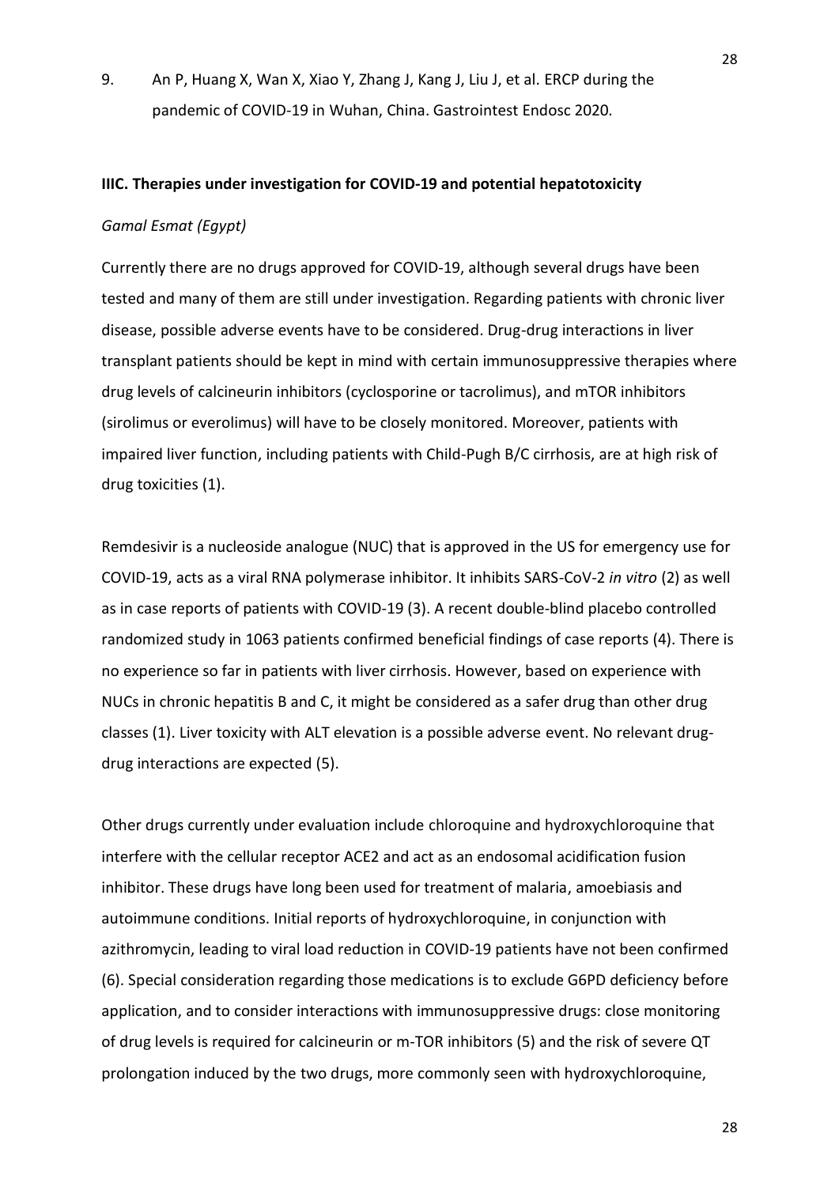9. An P, Huang X, Wan X, Xiao Y, Zhang J, Kang J, Liu J, et al. ERCP during the pandemic of COVID-19 in Wuhan, China. Gastrointest Endosc 2020.

### IIIC. Therapies under investigation for COVID-19 and potential hepatotoxicity

*Gamal Esmat (Egypt)*

Currently there are no drugs approved for COVID-19, although several drugs have been tested and many of them are still under investigation. Regarding patients with chronic liver disease, possible adverse events have to be considered. Drug-drug interactions in liver transplant patients should be kept in mind with certain immunosuppressive therapies where drug levels of calcineurin inhibitors (cyclosporine or tacrolimus), and mTOR inhibitors (sirolimus or everolimus) will have to be closely monitored. Moreover, patients with impaired liver function, including patients with Child-Pugh B/C cirrhosis, are at high risk of drug toxicities (1).

Remdesivir is a nucleoside analogue (NUC) that is approved in the US for emergency use for COVID-19, acts as a viral RNA polymerase inhibitor. It inhibits SARS-CoV-2 *in vitro* (2) as well as in case reports of patients with COVID-19 (3). A recent double-blind placebo controlled randomized study in 1063 patients confirmed beneficial findings of case reports (4). There is no experience so far in patients with liver cirrhosis. However, based on experience with NUCs in chronic hepatitis B and C, it might be considered as a safer drug than other drug classes (1). Liver toxicity with ALT elevation is a possible adverse event. No relevant drug-drug interactions are expected (5).

Other drugs currently under evaluation include chloroquine and hydroxychloroquine that interfere with the cellular receptor ACE2 and act as an endosomal acidification fusion inhibitor. These drugs have long been used for treatment of malaria, amoebiasis and autoimmune conditions. Initial reports of hydroxychloroquine, in conjunction with azithromycin, leading to viral load reduction in COVID-19 patients have not been confirmed (6). Special consideration regarding those medications is to exclude G6PD deficiency before application, and to consider interactions with immunosuppressive drugs: close monitoring of drug levels is required for calcineurin or m-TOR inhibitors (5) and the risk of severe QT prolongation induced by the two drugs, more commonly seen with hydroxychloroquine,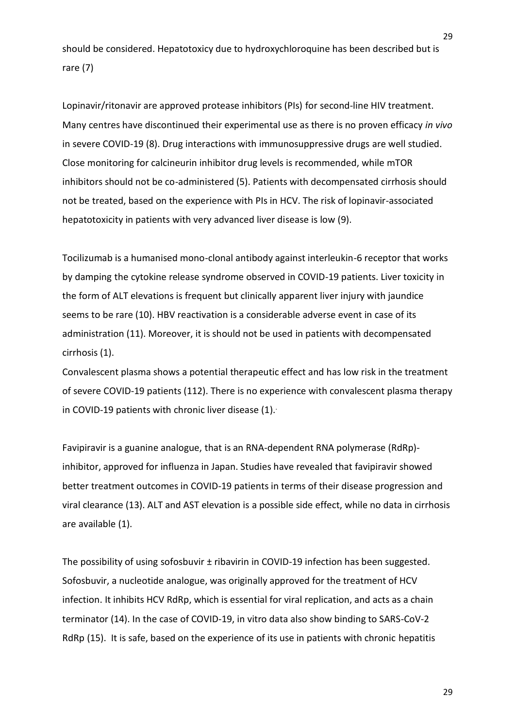should be considered. Hepatotoxicy due to hydroxychloroquine has been described but is rare (7)

Lopinavir/ritonavir are approved protease inhibitors (PIs) for second-line HIV treatment. Many centres have discontinued their experimental use as there is no proven efficacy *in vivo* in severe COVID-19 (8). Drug interactions with immunosuppressive drugs are well studied. Close monitoring for calcineurin inhibitor drug levels is recommended, while mTOR inhibitors should not be co-administered (5). Patients with decompensated cirrhosis should not be treated, based on the experience with PIs in HCV. The risk of lopinavir-associated hepatotoxicity in patients with very advanced liver disease is low (9).

Tocilizumab is a humanised mono-clonal antibody against interleukin-6 receptor that works by damping the cytokine release syndrome observed in COVID-19 patients. Liver toxicity in the form of ALT elevations is frequent but clinically apparent liver injury with jaundice seems to be rare (10). HBV reactivation is a considerable adverse event in case of its administration (11). Moreover, it is should not be used in patients with decompensated cirrhosis (1).

Convalescent plasma shows a potential therapeutic effect and has low risk in the treatment of severe COVID-19 patients (112). There is no experience with convalescent plasma therapy in COVID-19 patients with chronic liver disease (1).

Favipiravir is a guanine analogue, that is an RNA-dependent RNA polymerase (RdRp)-inhibitor, approved for influenza in Japan. Studies have revealed that favipiravir showed better treatment outcomes in COVID-19 patients in terms of their disease progression and viral clearance (13). ALT and AST elevation is a possible side effect, while no data in cirrhosis are available (1).

The possibility of using sofosbuvir ± ribavirin in COVID-19 infection has been suggested. Sofosbuvir, a nucleotide analogue, was originally approved for the treatment of HCV infection. It inhibits HCV RdRp, which is essential for viral replication, and acts as a chain terminator (14). In the case of COVID-19, in vitro data also show binding to SARS-CoV-2 RdRp (15). It is safe, based on the experience of its use in patients with chronic hepatitis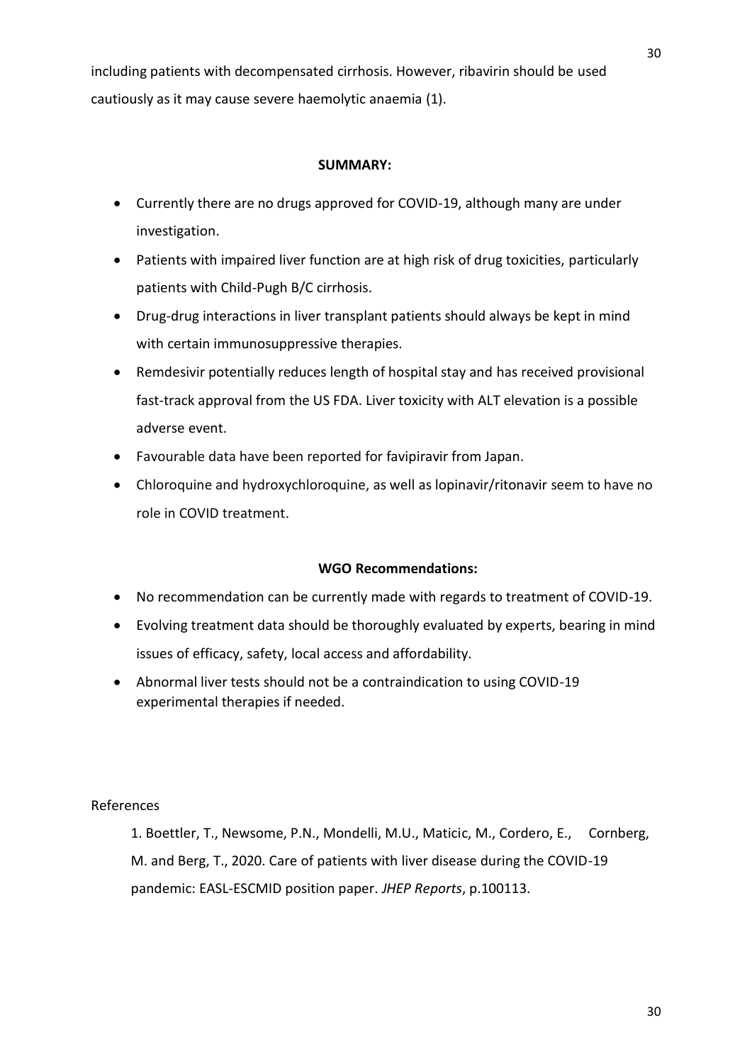including patients with decompensated cirrhosis. However, ribavirin should be used cautiously as it may cause severe haemolytic anaemia (1).

**SUMMARY:**

- Currently there are no drugs approved for COVID-19, although many are under investigation.
- Patients with impaired liver function are at high risk of drug toxicities, particularly patients with Child-Pugh B/C cirrhosis.
- Drug-drug interactions in liver transplant patients should always be kept in mind with certain immunosuppressive therapies.
- Remdesivir potentially reduces length of hospital stay and has received provisional fast-track approval from the US FDA. Liver toxicity with ALT elevation is a possible adverse event.
- Favourable data have been reported for favipiravir from Japan.
- Chloroquine and hydroxychloroquine, as well as lopinavir/ritonavir seem to have no role in COVID treatment.

**WGO Recommendations:**

- No recommendation can be currently made with regards to treatment of COVID-19.
- Evolving treatment data should be thoroughly evaluated by experts, bearing in mind issues of efficacy, safety, local access and affordability.
- Abnormal liver tests should not be a contraindication to using COVID-19 experimental therapies if needed.

References

1. Boettler, T., Newsome, P.N., Mondelli, M.U., Maticic, M., Cordero, E., Cornberg, M. and Berg, T., 2020. Care of patients with liver disease during the COVID-19 pandemic: EASL-ESCMID position paper. *JHEP Reports*, p.100113.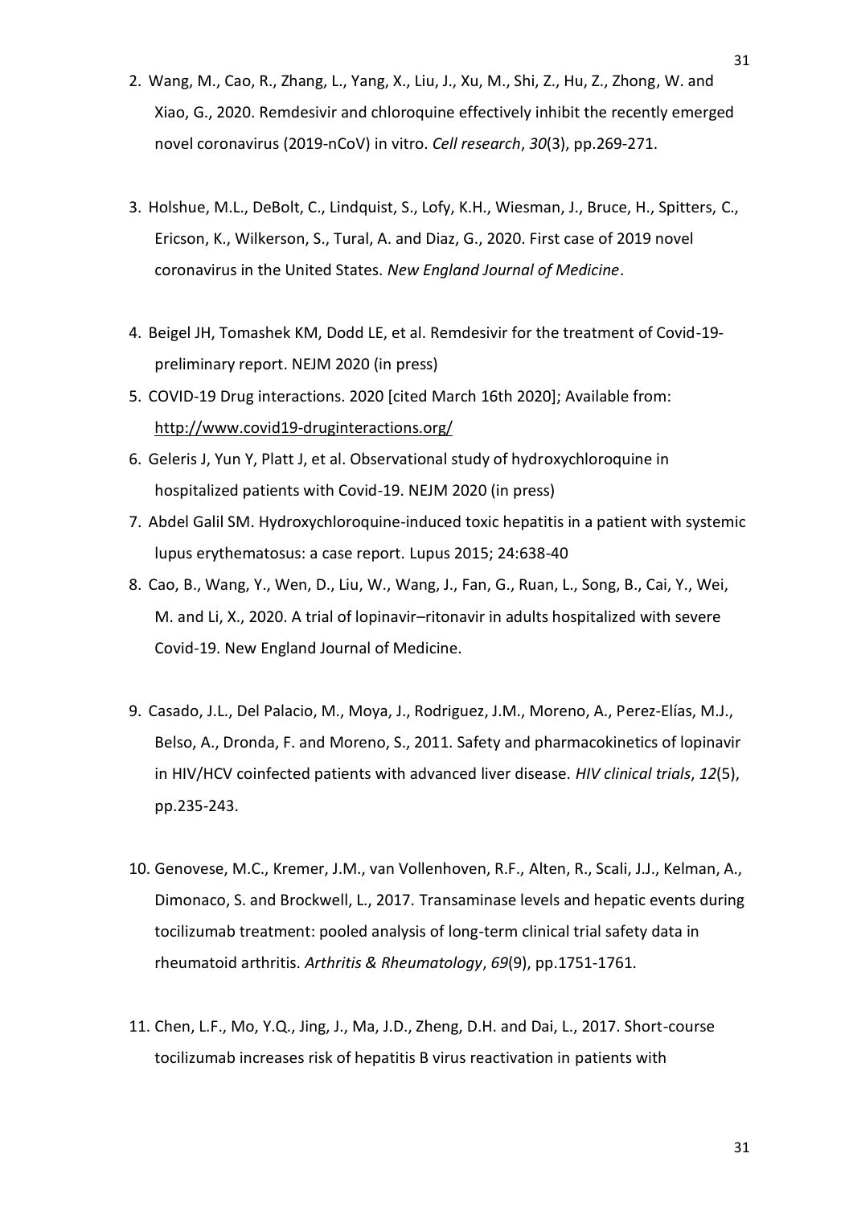2. Wang, M., Cao, R., Zhang, L., Yang, X., Liu, J., Xu, M., Shi, Z., Hu, Z., Zhong, W. and Xiao, G., 2020. Remdesivir and chloroquine effectively inhibit the recently emerged novel coronavirus (2019-nCoV) in vitro. *Cell research*, *30*(3), pp.269-271.

3. Holshue, M.L., DeBolt, C., Lindquist, S., Lofy, K.H., Wiesman, J., Bruce, H., Spitters, C., Ericson, K., Wilkerson, S., Tural, A. and Diaz, G., 2020. First case of 2019 novel coronavirus in the United States. *New England Journal of Medicine*.

4. Beigel JH, Tomashek KM, Dodd LE, et al. Remdesivir for the treatment of Covid-19-preliminary report. NEJM 2020 (in press)

5. COVID-19 Drug interactions. 2020 [cited March 16th 2020]; Available from: http://www.covid19-druginteractions.org/

6. Geleris J, Yun Y, Platt J, et al. Observational study of hydroxychloroquine in hospitalized patients with Covid-19. NEJM 2020 (in press)

7. Abdel Galil SM. Hydroxychloroquine-induced toxic hepatitis in a patient with systemic lupus erythematosus: a case report. Lupus 2015; 24:638-40

8. Cao, B., Wang, Y., Wen, D., Liu, W., Wang, J., Fan, G., Ruan, L., Song, B., Cai, Y., Wei, M. and Li, X., 2020. A trial of lopinavir–ritonavir in adults hospitalized with severe Covid-19. New England Journal of Medicine.

9. Casado, J.L., Del Palacio, M., Moya, J., Rodriguez, J.M., Moreno, A., Perez-Elías, M.J., Belso, A., Dronda, F. and Moreno, S., 2011. Safety and pharmacokinetics of lopinavir in HIV/HCV coinfected patients with advanced liver disease. *HIV clinical trials*, *12*(5), pp.235-243.

10. Genovese, M.C., Kremer, J.M., van Vollenhoven, R.F., Alten, R., Scali, J.J., Kelman, A., Dimonaco, S. and Brockwell, L., 2017. Transaminase levels and hepatic events during tocilizumab treatment: pooled analysis of long-term clinical trial safety data in rheumatoid arthritis. *Arthritis & Rheumatology*, *69*(9), pp.1751-1761.

11. Chen, L.F., Mo, Y.Q., Jing, J., Ma, J.D., Zheng, D.H. and Dai, L., 2017. Short-course tocilizumab increases risk of hepatitis B virus reactivation in patients with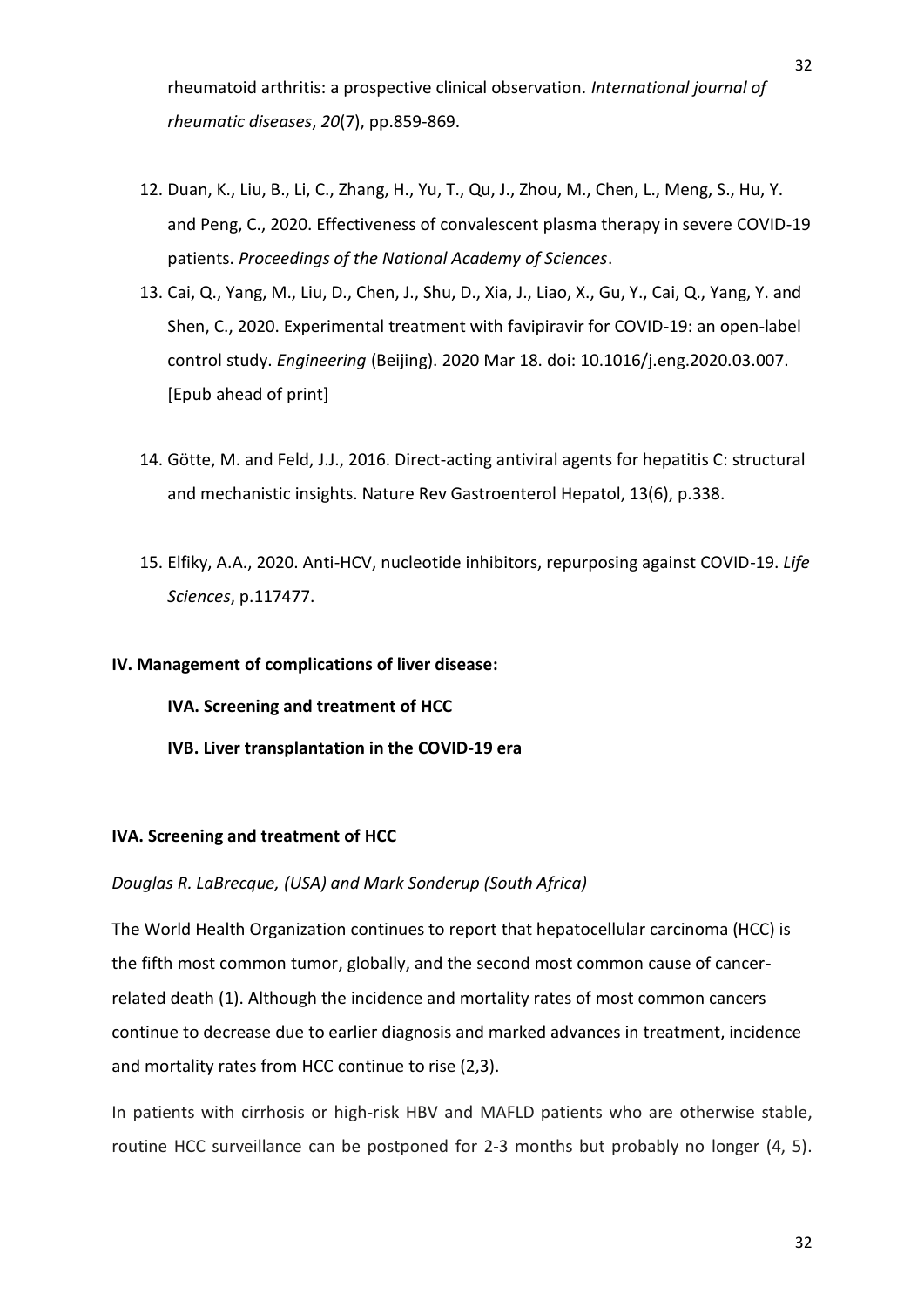rheumatoid arthritis: a prospective clinical observation. *International journal of rheumatic diseases*, *20*(7), pp.859-869.

12. Duan, K., Liu, B., Li, C., Zhang, H., Yu, T., Qu, J., Zhou, M., Chen, L., Meng, S., Hu, Y. and Peng, C., 2020. Effectiveness of convalescent plasma therapy in severe COVID-19 patients. *Proceedings of the National Academy of Sciences*.
13. Cai, Q., Yang, M., Liu, D., Chen, J., Shu, D., Xia, J., Liao, X., Gu, Y., Cai, Q., Yang, Y. and Shen, C., 2020. Experimental treatment with favipiravir for COVID-19: an open-label control study. *Engineering* (Beijing). 2020 Mar 18. doi: 10.1016/j.eng.2020.03.007. [Epub ahead of print]
14. Götte, M. and Feld, J.J., 2016. Direct-acting antiviral agents for hepatitis C: structural and mechanistic insights. Nature Rev Gastroenterol Hepatol, 13(6), p.338.
15. Elfiky, A.A., 2020. Anti-HCV, nucleotide inhibitors, repurposing against COVID-19. *Life Sciences*, p.117477.

## IV. Management of complications of liver disease:

**IVA. Screening and treatment of HCC**

**IVB. Liver transplantation in the COVID-19 era**

### IVA. Screening and treatment of HCC

*Douglas R. LaBrecque, (USA) and Mark Sonderup (South Africa)*

The World Health Organization continues to report that hepatocellular carcinoma (HCC) is the fifth most common tumor, globally, and the second most common cause of cancer-related death (1). Although the incidence and mortality rates of most common cancers continue to decrease due to earlier diagnosis and marked advances in treatment, incidence and mortality rates from HCC continue to rise (2,3).

In patients with cirrhosis or high-risk HBV and MAFLD patients who are otherwise stable, routine HCC surveillance can be postponed for 2-3 months but probably no longer (4, 5).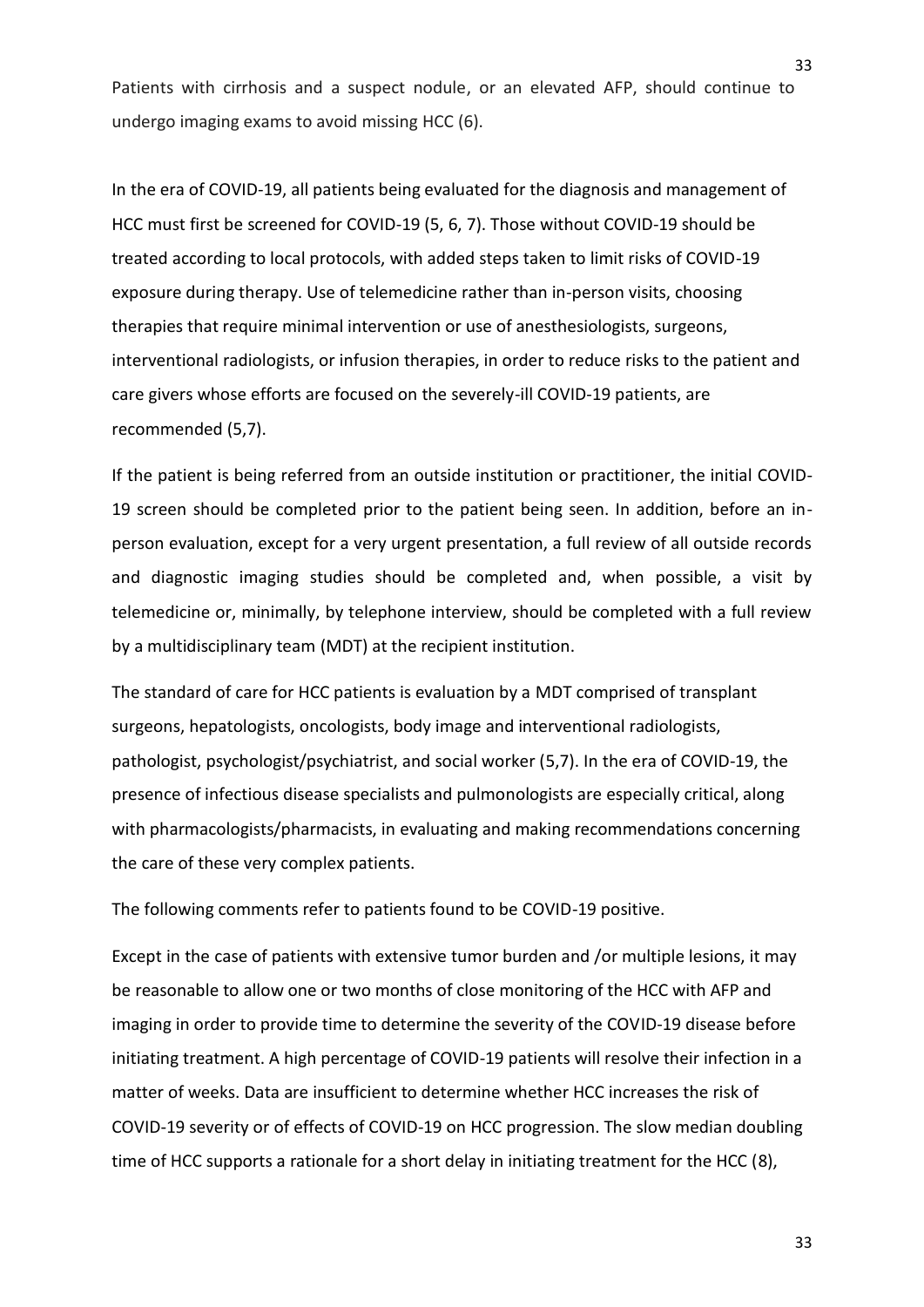Patients with cirrhosis and a suspect nodule, or an elevated AFP, should continue to undergo imaging exams to avoid missing HCC (6).

In the era of COVID-19, all patients being evaluated for the diagnosis and management of HCC must first be screened for COVID-19 (5, 6, 7). Those without COVID-19 should be treated according to local protocols, with added steps taken to limit risks of COVID-19 exposure during therapy. Use of telemedicine rather than in-person visits, choosing therapies that require minimal intervention or use of anesthesiologists, surgeons, interventional radiologists, or infusion therapies, in order to reduce risks to the patient and care givers whose efforts are focused on the severely-ill COVID-19 patients, are recommended (5,7).

If the patient is being referred from an outside institution or practitioner, the initial COVID-19 screen should be completed prior to the patient being seen. In addition, before an in-person evaluation, except for a very urgent presentation, a full review of all outside records and diagnostic imaging studies should be completed and, when possible, a visit by telemedicine or, minimally, by telephone interview, should be completed with a full review by a multidisciplinary team (MDT) at the recipient institution.

The standard of care for HCC patients is evaluation by a MDT comprised of transplant surgeons, hepatologists, oncologists, body image and interventional radiologists, pathologist, psychologist/psychiatrist, and social worker (5,7). In the era of COVID-19, the presence of infectious disease specialists and pulmonologists are especially critical, along with pharmacologists/pharmacists, in evaluating and making recommendations concerning the care of these very complex patients.

The following comments refer to patients found to be COVID-19 positive.

Except in the case of patients with extensive tumor burden and /or multiple lesions, it may be reasonable to allow one or two months of close monitoring of the HCC with AFP and imaging in order to provide time to determine the severity of the COVID-19 disease before initiating treatment. A high percentage of COVID-19 patients will resolve their infection in a matter of weeks. Data are insufficient to determine whether HCC increases the risk of COVID-19 severity or of effects of COVID-19 on HCC progression. The slow median doubling time of HCC supports a rationale for a short delay in initiating treatment for the HCC (8),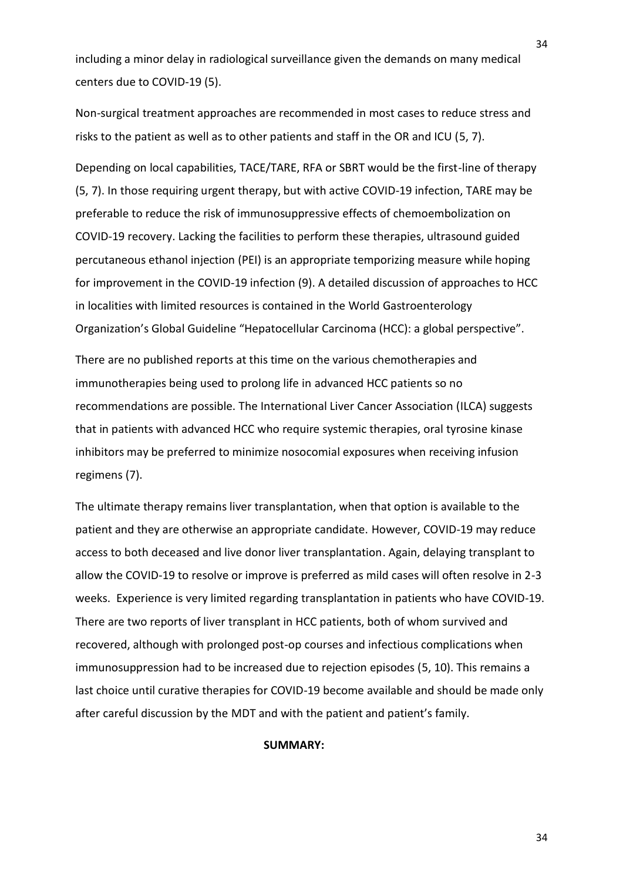including a minor delay in radiological surveillance given the demands on many medical centers due to COVID-19 (5).

Non-surgical treatment approaches are recommended in most cases to reduce stress and risks to the patient as well as to other patients and staff in the OR and ICU (5, 7).

Depending on local capabilities, TACE/TARE, RFA or SBRT would be the first-line of therapy (5, 7). In those requiring urgent therapy, but with active COVID-19 infection, TARE may be preferable to reduce the risk of immunosuppressive effects of chemoembolization on COVID-19 recovery. Lacking the facilities to perform these therapies, ultrasound guided percutaneous ethanol injection (PEI) is an appropriate temporizing measure while hoping for improvement in the COVID-19 infection (9). A detailed discussion of approaches to HCC in localities with limited resources is contained in the World Gastroenterology Organization's Global Guideline "Hepatocellular Carcinoma (HCC): a global perspective".

There are no published reports at this time on the various chemotherapies and immunotherapies being used to prolong life in advanced HCC patients so no recommendations are possible. The International Liver Cancer Association (ILCA) suggests that in patients with advanced HCC who require systemic therapies, oral tyrosine kinase inhibitors may be preferred to minimize nosocomial exposures when receiving infusion regimens (7).

The ultimate therapy remains liver transplantation, when that option is available to the patient and they are otherwise an appropriate candidate. However, COVID-19 may reduce access to both deceased and live donor liver transplantation. Again, delaying transplant to allow the COVID-19 to resolve or improve is preferred as mild cases will often resolve in 2-3 weeks. Experience is very limited regarding transplantation in patients who have COVID-19. There are two reports of liver transplant in HCC patients, both of whom survived and recovered, although with prolonged post-op courses and infectious complications when immunosuppression had to be increased due to rejection episodes (5, 10). This remains a last choice until curative therapies for COVID-19 become available and should be made only after careful discussion by the MDT and with the patient and patient's family.

**SUMMARY:**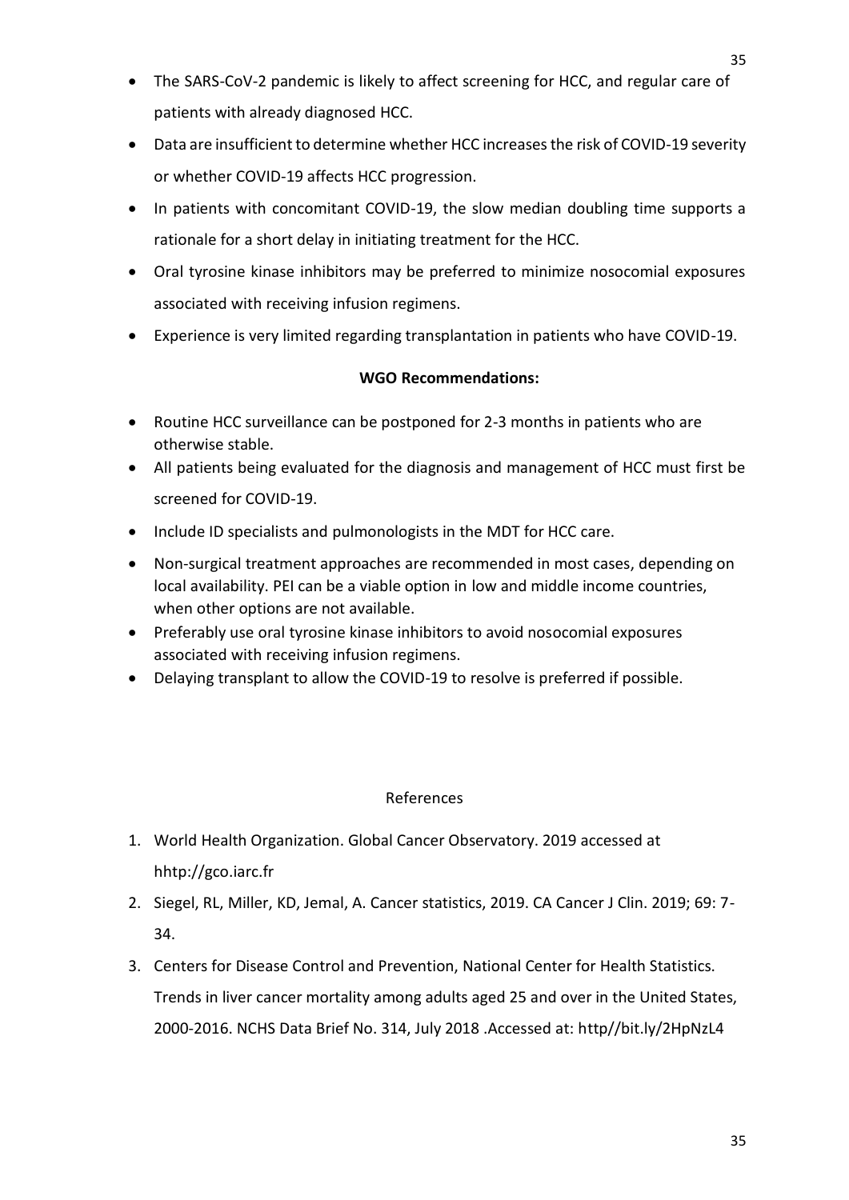- The SARS-CoV-2 pandemic is likely to affect screening for HCC, and regular care of patients with already diagnosed HCC.
- Data are insufficient to determine whether HCC increases the risk of COVID-19 severity or whether COVID-19 affects HCC progression.
- In patients with concomitant COVID-19, the slow median doubling time supports a rationale for a short delay in initiating treatment for the HCC.
- Oral tyrosine kinase inhibitors may be preferred to minimize nosocomial exposures associated with receiving infusion regimens.
- Experience is very limited regarding transplantation in patients who have COVID-19.

**WGO Recommendations:**

- Routine HCC surveillance can be postponed for 2-3 months in patients who are otherwise stable.
- All patients being evaluated for the diagnosis and management of HCC must first be screened for COVID-19.
- Include ID specialists and pulmonologists in the MDT for HCC care.
- Non-surgical treatment approaches are recommended in most cases, depending on local availability. PEI can be a viable option in low and middle income countries, when other options are not available.
- Preferably use oral tyrosine kinase inhibitors to avoid nosocomial exposures associated with receiving infusion regimens.
- Delaying transplant to allow the COVID-19 to resolve is preferred if possible.

## References

1. World Health Organization. Global Cancer Observatory. 2019 accessed at hhtp://gco.iarc.fr
2. Siegel, RL, Miller, KD, Jemal, A. Cancer statistics, 2019. CA Cancer J Clin. 2019; 69: 7-34.
3. Centers for Disease Control and Prevention, National Center for Health Statistics. Trends in liver cancer mortality among adults aged 25 and over in the United States, 2000-2016. NCHS Data Brief No. 314, July 2018 .Accessed at: http//bit.ly/2HpNzL4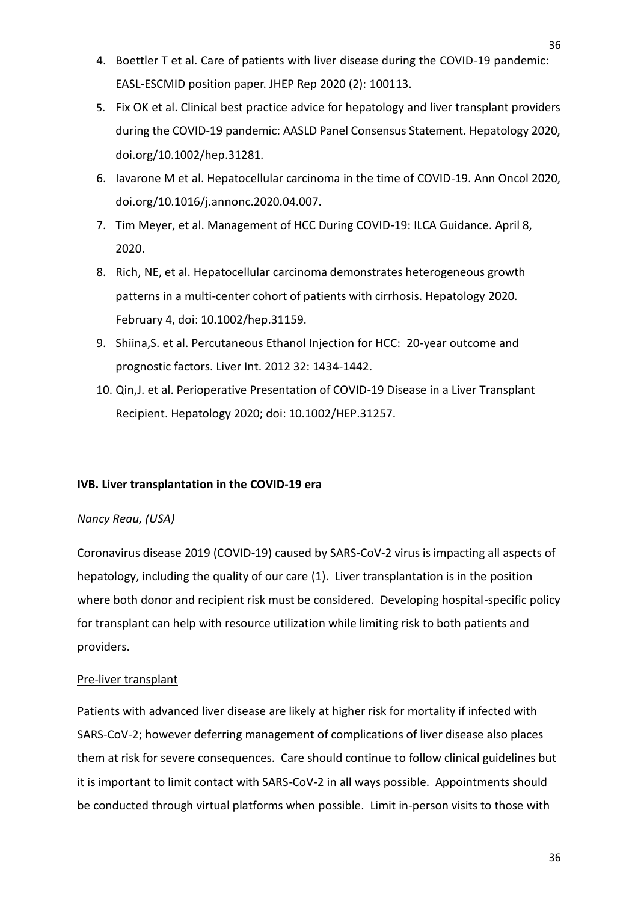4. Boettler T et al. Care of patients with liver disease during the COVID-19 pandemic: EASL-ESCMID position paper. JHEP Rep 2020 (2): 100113.
5. Fix OK et al. Clinical best practice advice for hepatology and liver transplant providers during the COVID-19 pandemic: AASLD Panel Consensus Statement. Hepatology 2020, doi.org/10.1002/hep.31281.
6. Iavarone M et al. Hepatocellular carcinoma in the time of COVID-19. Ann Oncol 2020, doi.org/10.1016/j.annonc.2020.04.007.
7. Tim Meyer, et al. Management of HCC During COVID-19: ILCA Guidance. April 8, 2020.
8. Rich, NE, et al. Hepatocellular carcinoma demonstrates heterogeneous growth patterns in a multi-center cohort of patients with cirrhosis. Hepatology 2020. February 4, doi: 10.1002/hep.31159.
9. Shiina,S. et al. Percutaneous Ethanol Injection for HCC: 20-year outcome and prognostic factors. Liver Int. 2012 32: 1434-1442.
10. Qin,J. et al. Perioperative Presentation of COVID-19 Disease in a Liver Transplant Recipient. Hepatology 2020; doi: 10.1002/HEP.31257.

## IVB. Liver transplantation in the COVID-19 era

*Nancy Reau, (USA)*

Coronavirus disease 2019 (COVID-19) caused by SARS-CoV-2 virus is impacting all aspects of hepatology, including the quality of our care (1). Liver transplantation is in the position where both donor and recipient risk must be considered. Developing hospital-specific policy for transplant can help with resource utilization while limiting risk to both patients and providers.

### Pre-liver transplant

Patients with advanced liver disease are likely at higher risk for mortality if infected with SARS-CoV-2; however deferring management of complications of liver disease also places them at risk for severe consequences. Care should continue to follow clinical guidelines but it is important to limit contact with SARS-CoV-2 in all ways possible. Appointments should be conducted through virtual platforms when possible. Limit in-person visits to those with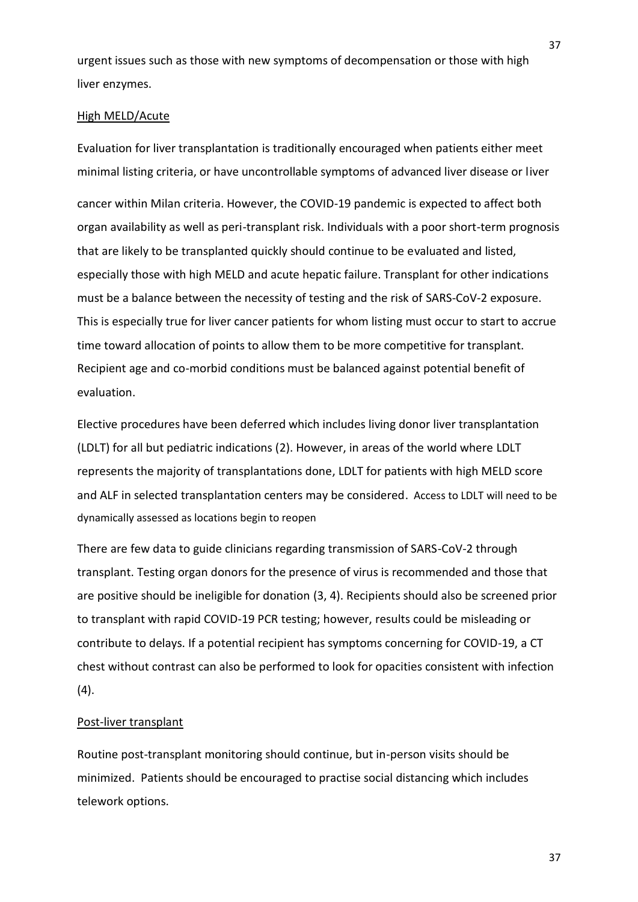urgent issues such as those with new symptoms of decompensation or those with high liver enzymes.

## High MELD/Acute

Evaluation for liver transplantation is traditionally encouraged when patients either meet minimal listing criteria, or have uncontrollable symptoms of advanced liver disease or liver cancer within Milan criteria. However, the COVID-19 pandemic is expected to affect both organ availability as well as peri-transplant risk. Individuals with a poor short-term prognosis that are likely to be transplanted quickly should continue to be evaluated and listed, especially those with high MELD and acute hepatic failure. Transplant for other indications must be a balance between the necessity of testing and the risk of SARS-CoV-2 exposure. This is especially true for liver cancer patients for whom listing must occur to start to accrue time toward allocation of points to allow them to be more competitive for transplant. Recipient age and co-morbid conditions must be balanced against potential benefit of evaluation.

Elective procedures have been deferred which includes living donor liver transplantation (LDLT) for all but pediatric indications (2). However, in areas of the world where LDLT represents the majority of transplantations done, LDLT for patients with high MELD score and ALF in selected transplantation centers may be considered. Access to LDLT will need to be dynamically assessed as locations begin to reopen

There are few data to guide clinicians regarding transmission of SARS-CoV-2 through transplant. Testing organ donors for the presence of virus is recommended and those that are positive should be ineligible for donation (3, 4). Recipients should also be screened prior to transplant with rapid COVID-19 PCR testing; however, results could be misleading or contribute to delays. If a potential recipient has symptoms concerning for COVID-19, a CT chest without contrast can also be performed to look for opacities consistent with infection (4).

## Post-liver transplant

Routine post-transplant monitoring should continue, but in-person visits should be minimized. Patients should be encouraged to practise social distancing which includes telework options.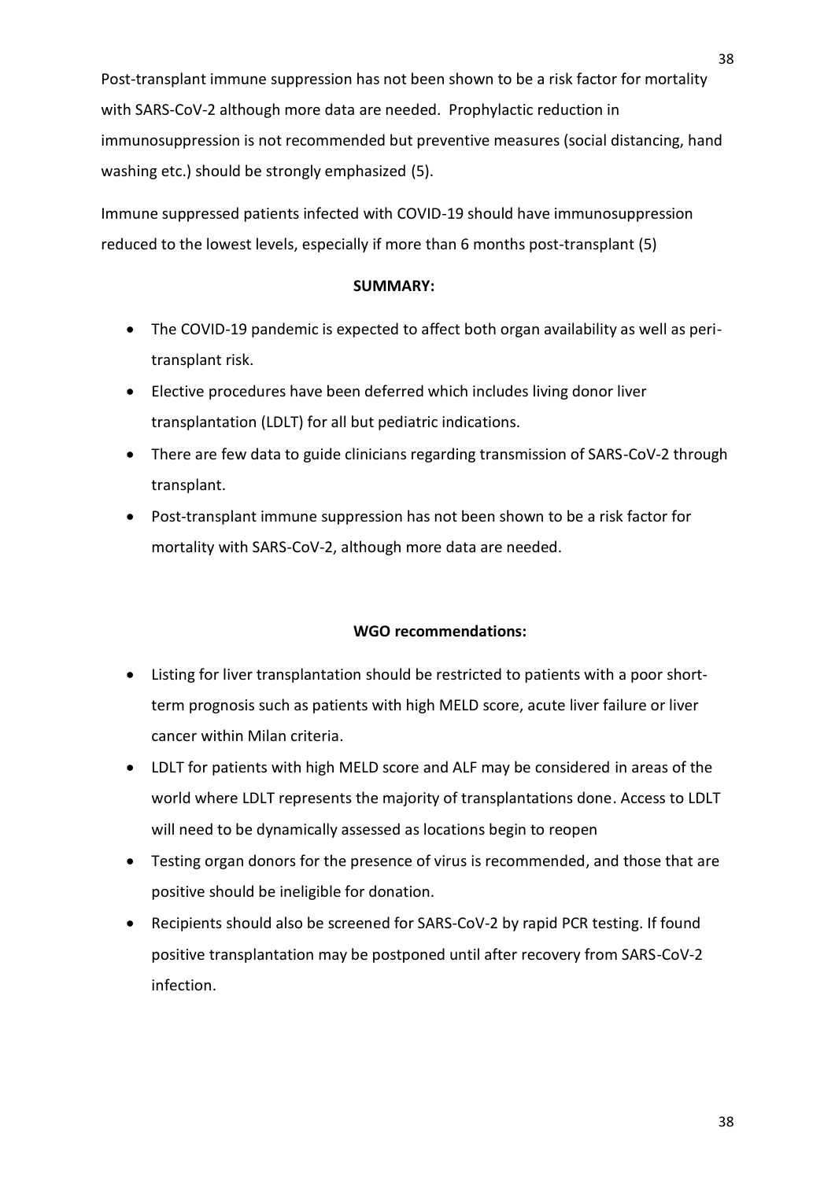Post-transplant immune suppression has not been shown to be a risk factor for mortality with SARS-CoV-2 although more data are needed. Prophylactic reduction in immunosuppression is not recommended but preventive measures (social distancing, hand washing etc.) should be strongly emphasized (5).

Immune suppressed patients infected with COVID-19 should have immunosuppression reduced to the lowest levels, especially if more than 6 months post-transplant (5)

**SUMMARY:**

- The COVID-19 pandemic is expected to affect both organ availability as well as peri-transplant risk.
- Elective procedures have been deferred which includes living donor liver transplantation (LDLT) for all but pediatric indications.
- There are few data to guide clinicians regarding transmission of SARS-CoV-2 through transplant.
- Post-transplant immune suppression has not been shown to be a risk factor for mortality with SARS-CoV-2, although more data are needed.

**WGO recommendations:**

- Listing for liver transplantation should be restricted to patients with a poor short-term prognosis such as patients with high MELD score, acute liver failure or liver cancer within Milan criteria.
- LDLT for patients with high MELD score and ALF may be considered in areas of the world where LDLT represents the majority of transplantations done. Access to LDLT will need to be dynamically assessed as locations begin to reopen
- Testing organ donors for the presence of virus is recommended, and those that are positive should be ineligible for donation.
- Recipients should also be screened for SARS-CoV-2 by rapid PCR testing. If found positive transplantation may be postponed until after recovery from SARS-CoV-2 infection.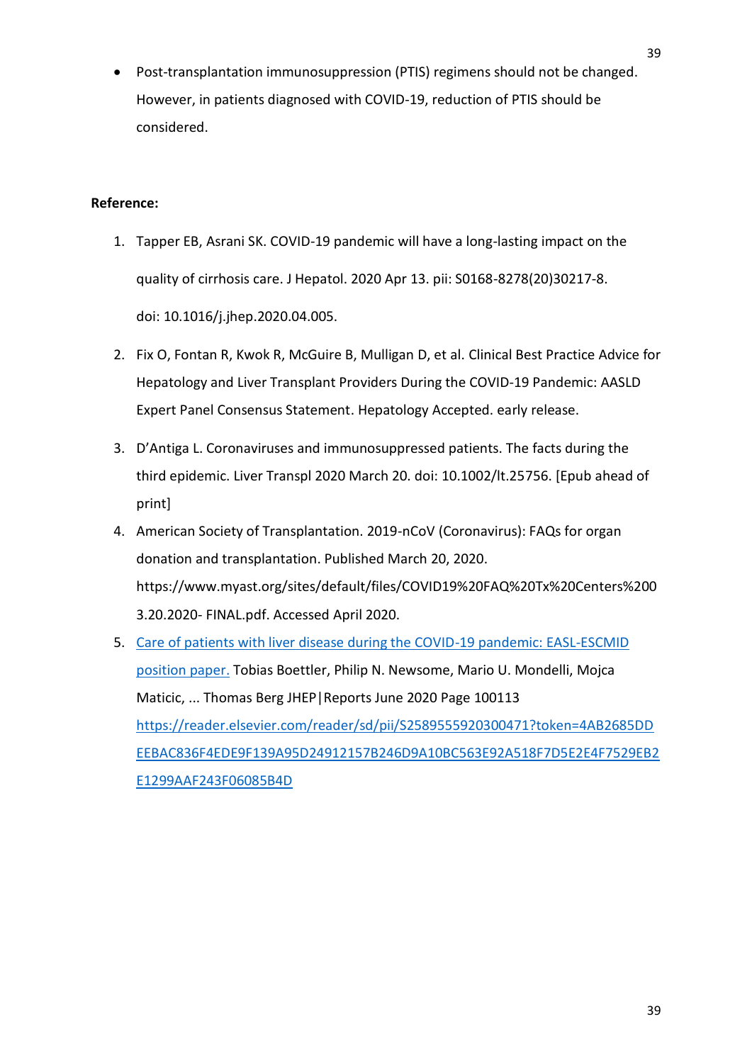- Post-transplantation immunosuppression (PTIS) regimens should not be changed. However, in patients diagnosed with COVID-19, reduction of PTIS should be considered.

**Reference:**

1. Tapper EB, Asrani SK. COVID-19 pandemic will have a long-lasting impact on the quality of cirrhosis care. J Hepatol. 2020 Apr 13. pii: S0168-8278(20)30217-8. doi: 10.1016/j.jhep.2020.04.005.
2. Fix O, Fontan R, Kwok R, McGuire B, Mulligan D, et al. Clinical Best Practice Advice for Hepatology and Liver Transplant Providers During the COVID-19 Pandemic: AASLD Expert Panel Consensus Statement. Hepatology Accepted. early release.
3. D'Antiga L. Coronaviruses and immunosuppressed patients. The facts during the third epidemic. Liver Transpl 2020 March 20. doi: 10.1002/lt.25756. [Epub ahead of print]
4. American Society of Transplantation. 2019-nCoV (Coronavirus): FAQs for organ donation and transplantation. Published March 20, 2020. https://www.myast.org/sites/default/files/COVID19%20FAQ%20Tx%20Centers%2003.20.2020- FINAL.pdf. Accessed April 2020.
5. [Care of patients with liver disease during the COVID-19 pandemic: EASL-ESCMID position paper.](https://reader.elsevier.com/reader/sd/pii/S2589555920300471?token=4AB2685DDEEBAC836F4EDE9F139A95D24912157B246D9A10BC563E92A518F7D5E2E4F7529EB2E1299AAF243F06085B4D) Tobias Boettler, Philip N. Newsome, Mario U. Mondelli, Mojca Maticic, ... Thomas Berg JHEP|Reports June 2020 Page 100113 https://reader.elsevier.com/reader/sd/pii/S2589555920300471?token=4AB2685DDEEBAC836F4EDE9F139A95D24912157B246D9A10BC563E92A518F7D5E2E4F7529EB2E1299AAF243F06085B4D